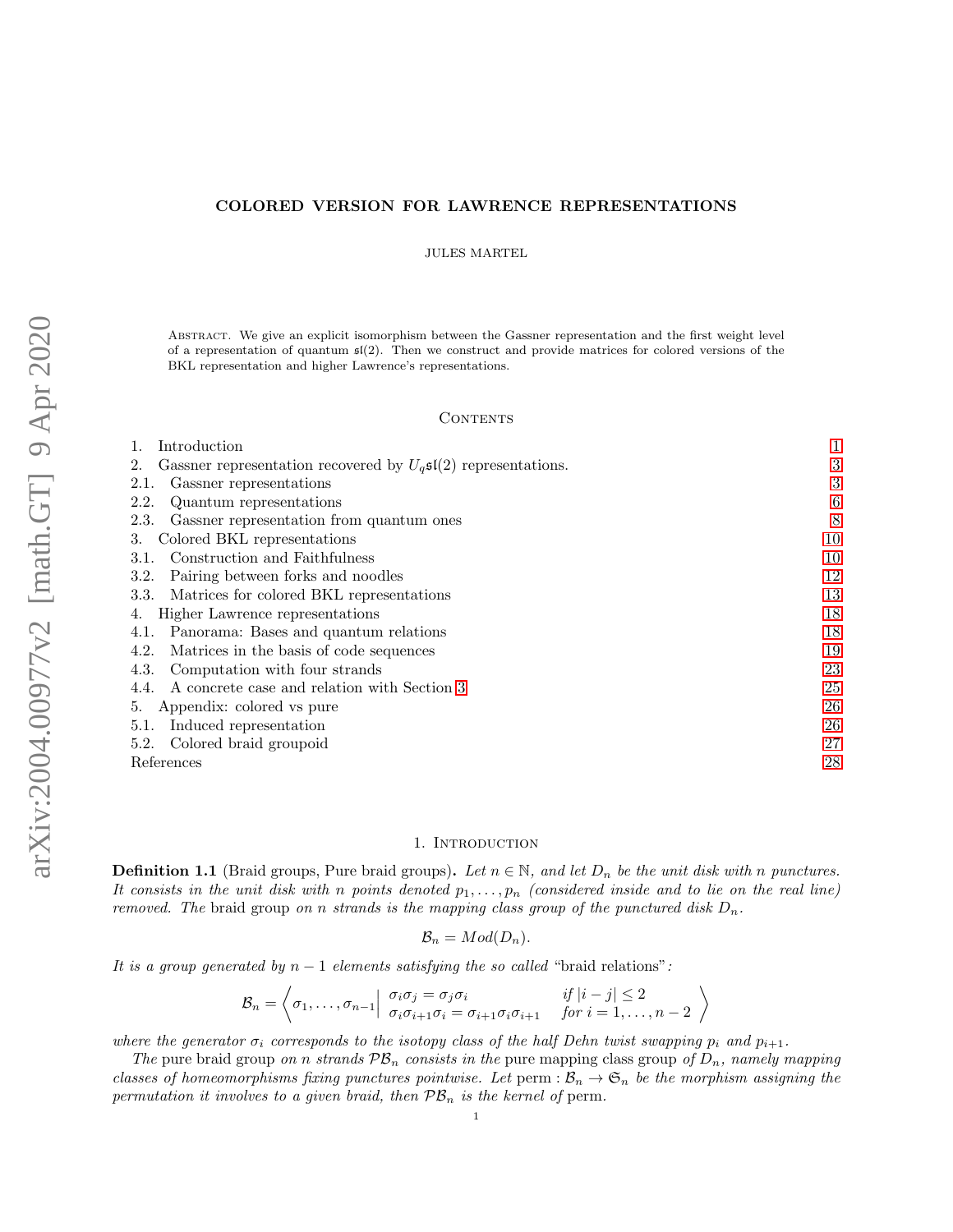# COLORED VERSION FOR LAWRENCE REPRESENTATIONS

JULES MARTEL

Abstract. We give an explicit isomorphism between the Gassner representation and the first weight level of a representation of quantum $\mathfrak{sl}(2)$. Then we construct and provide matrices for colored versions of the BKL representation and higher Lawrence's representations.

## Contents

1. Introduction — 1
2. Gassner representation recovered by $U_q\mathfrak{sl}(2)$ representations. — 3
   - 2.1. Gassner representations — 3
   - 2.2. Quantum representations — 6
   - 2.3. Gassner representation from quantum ones — 8
3. Colored BKL representations — 10
   - 3.1. Construction and Faithfulness — 10
   - 3.2. Pairing between forks and noodles — 12
   - 3.3. Matrices for colored BKL representations — 13
4. Higher Lawrence representations — 18
   - 4.1. Panorama: Bases and quantum relations — 18
   - 4.2. Matrices in the basis of code sequences — 19
   - 4.3. Computation with four strands — 23
   - 4.4. A concrete case and relation with Section 3 — 25
5. Appendix: colored vs pure — 26
   - 5.1. Induced representation — 26
   - 5.2. Colored braid groupoid — 27

References — 28

## 1. Introduction

**Definition 1.1** (Braid groups, Pure braid groups)**.** *Let $n \in \mathbb{N}$, and let $D_n$ be the unit disk with $n$ punctures. It consists in the unit disk with $n$ points denoted $p_1, \ldots, p_n$ (considered inside and to lie on the real line) removed. The* braid group *on $n$ strands is the mapping class group of the punctured disk $D_n$.*

$$\mathcal{B}_n = Mod(D_n).$$

*It is a group generated by $n-1$ elements satisfying the so called* "braid relations"*:*

$$\mathcal{B}_n = \left\langle \sigma_1, \ldots, \sigma_{n-1} \middle| \begin{array}{ll} \sigma_i \sigma_j = \sigma_j \sigma_i & \text{if } |i-j| \leq 2 \\ \sigma_i \sigma_{i+1} \sigma_i = \sigma_{i+1} \sigma_i \sigma_{i+1} & \text{for } i = 1, \ldots, n-2 \end{array} \right\rangle$$

*where the generator $\sigma_i$ corresponds to the isotopy class of the half Dehn twist swapping $p_i$ and $p_{i+1}$.*

*The* pure braid group *on $n$ strands $\mathcal{PB}_n$ consists in the* pure mapping class group *of $D_n$, namely mapping classes of homeomorphisms fixing punctures pointwise. Let* perm $: \mathcal{B}_n \to \mathfrak{S}_n$ *be the morphism assigning the permutation it involves to a given braid, then $\mathcal{PB}_n$ is the kernel of* perm.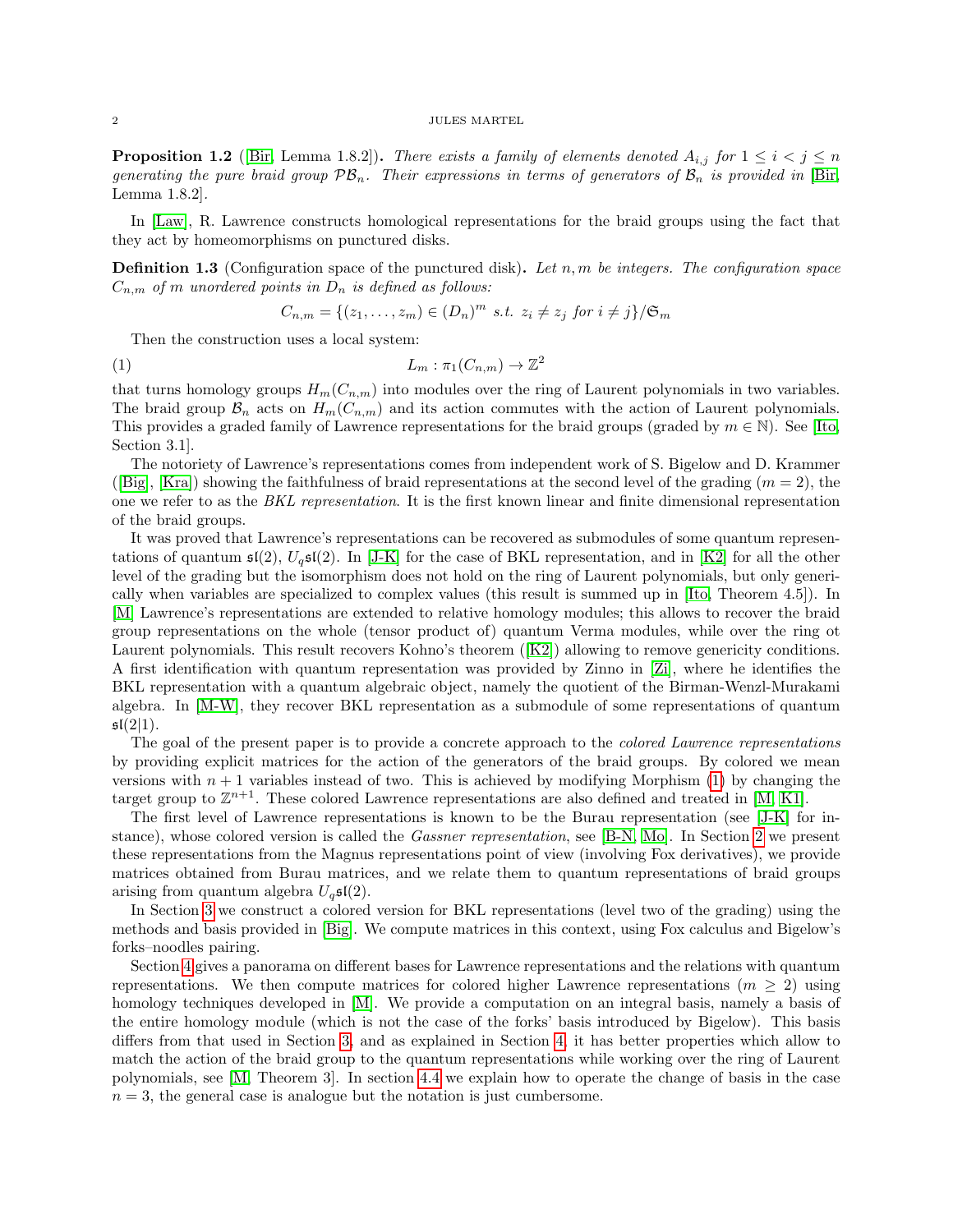**Proposition 1.2** ([Bir, Lemma 1.8.2]). *There exists a family of elements denoted $A_{i,j}$ for $1 \leq i < j \leq n$ generating the pure braid group $\mathcal{PB}_n$. Their expressions in terms of generators of $\mathcal{B}_n$ is provided in* [Bir, Lemma 1.8.2].

In [Law], R. Lawrence constructs homological representations for the braid groups using the fact that they act by homeomorphisms on punctured disks.

**Definition 1.3** (Configuration space of the punctured disk). *Let $n, m$ be integers. The configuration space $C_{n,m}$ of $m$ unordered points in $D_n$ is defined as follows:*

$$C_{n,m} = \{(z_1, \ldots, z_m) \in (D_n)^m \text{ s.t. } z_i \neq z_j \text{ for } i \neq j\}/\mathfrak{S}_m$$

Then the construction uses a local system:

$$L_m : \pi_1(C_{n,m}) \to \mathbb{Z}^2 \tag{1}$$

that turns homology groups $H_m(C_{n,m})$ into modules over the ring of Laurent polynomials in two variables. The braid group $\mathcal{B}_n$ acts on $H_m(C_{n,m})$ and its action commutes with the action of Laurent polynomials. This provides a graded family of Lawrence representations for the braid groups (graded by $m \in \mathbb{N}$). See [Ito, Section 3.1].

The notoriety of Lawrence's representations comes from independent work of S. Bigelow and D. Krammer ([Big], [Kra]) showing the faithfulness of braid representations at the second level of the grading ($m = 2$), the one we refer to as the *BKL representation*. It is the first known linear and finite dimensional representation of the braid groups.

It was proved that Lawrence's representations can be recovered as submodules of some quantum representations of quantum $\mathfrak{sl}(2)$, $U_q\mathfrak{sl}(2)$. In [J-K] for the case of BKL representation, and in [K2] for all the other level of the grading but the isomorphism does not hold on the ring of Laurent polynomials, but only generically when variables are specialized to complex values (this result is summed up in [Ito, Theorem 4.5]). In [M] Lawrence's representations are extended to relative homology modules; this allows to recover the braid group representations on the whole (tensor product of) quantum Verma modules, while over the ring ot Laurent polynomials. This result recovers Kohno's theorem ([K2]) allowing to remove genericity conditions. A first identification with quantum representation was provided by Zinno in [Zi], where he identifies the BKL representation with a quantum algebraic object, namely the quotient of the Birman-Wenzl-Murakami algebra. In [M-W], they recover BKL representation as a submodule of some representations of quantum $\mathfrak{sl}(2|1)$.

The goal of the present paper is to provide a concrete approach to the *colored Lawrence representations* by providing explicit matrices for the action of the generators of the braid groups. By colored we mean versions with $n+1$ variables instead of two. This is achieved by modifying Morphism (1) by changing the target group to $\mathbb{Z}^{n+1}$. These colored Lawrence representations are also defined and treated in [M, K1].

The first level of Lawrence representations is known to be the Burau representation (see [J-K] for instance), whose colored version is called the *Gassner representation*, see [B-N, Mo]. In Section 2 we present these representations from the Magnus representations point of view (involving Fox derivatives), we provide matrices obtained from Burau matrices, and we relate them to quantum representations of braid groups arising from quantum algebra $U_q\mathfrak{sl}(2)$.

In Section 3 we construct a colored version for BKL representations (level two of the grading) using the methods and basis provided in [Big]. We compute matrices in this context, using Fox calculus and Bigelow's forks–noodles pairing.

Section 4 gives a panorama on different bases for Lawrence representations and the relations with quantum representations. We then compute matrices for colored higher Lawrence representations ($m \geq 2$) using homology techniques developed in [M]. We provide a computation on an integral basis, namely a basis of the entire homology module (which is not the case of the forks' basis introduced by Bigelow). This basis differs from that used in Section 3, and as explained in Section 4, it has better properties which allow to match the action of the braid group to the quantum representations while working over the ring of Laurent polynomials, see [M, Theorem 3]. In section 4.4 we explain how to operate the change of basis in the case $n = 3$, the general case is analogue but the notation is just cumbersome.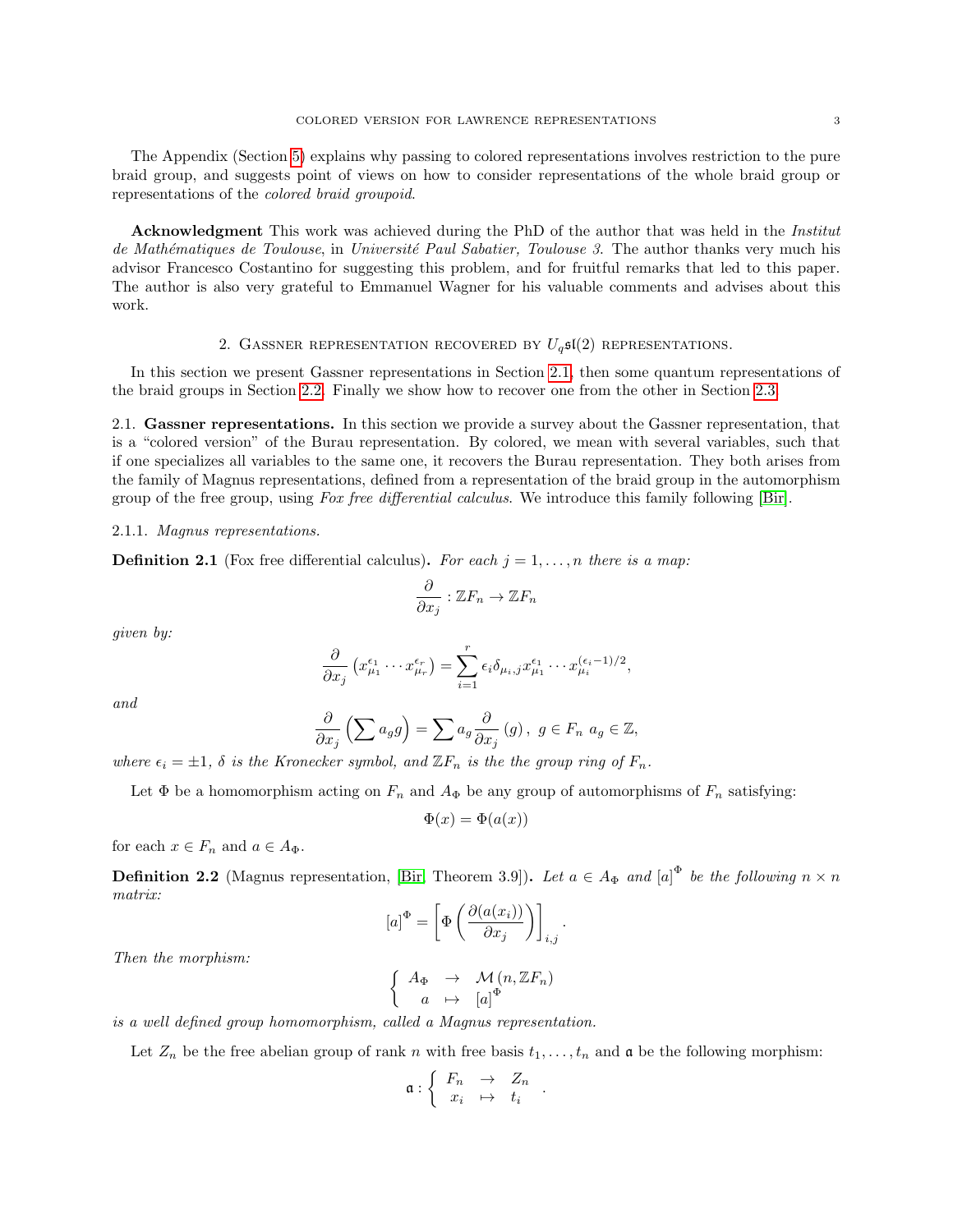The Appendix (Section 5) explains why passing to colored representations involves restriction to the pure braid group, and suggests point of views on how to consider representations of the whole braid group or representations of the *colored braid groupoid*.

**Acknowledgment** This work was achieved during the PhD of the author that was held in the *Institut de Mathématiques de Toulouse*, in *Université Paul Sabatier, Toulouse 3*. The author thanks very much his advisor Francesco Costantino for suggesting this problem, and for fruitful remarks that led to this paper. The author is also very grateful to Emmanuel Wagner for his valuable comments and advises about this work.

## 2. Gassner representation recovered by $U_q\mathfrak{sl}(2)$ representations.

In this section we present Gassner representations in Section 2.1, then some quantum representations of the braid groups in Section 2.2. Finally we show how to recover one from the other in Section 2.3.

2.1. **Gassner representations.** In this section we provide a survey about the Gassner representation, that is a "colored version" of the Burau representation. By colored, we mean with several variables, such that if one specializes all variables to the same one, it recovers the Burau representation. They both arises from the family of Magnus representations, defined from a representation of the braid group in the automorphism group of the free group, using *Fox free differential calculus*. We introduce this family following [Bir].

2.1.1. *Magnus representations.*

**Definition 2.1** (Fox free differential calculus). *For each $j = 1, \ldots, n$ there is a map:*

$$\frac{\partial}{\partial x_j} : \mathbb{Z}F_n \to \mathbb{Z}F_n$$

*given by:*

$$\frac{\partial}{\partial x_j}\left(x_{\mu_1}^{\epsilon_1} \cdots x_{\mu_r}^{\epsilon_r}\right) = \sum_{i=1}^{r} \epsilon_i \delta_{\mu_i, j} x_{\mu_1}^{\epsilon_1} \cdots x_{\mu_i}^{(\epsilon_i - 1)/2},$$

*and*

$$\frac{\partial}{\partial x_j}\left(\sum a_g g\right) = \sum a_g \frac{\partial}{\partial x_j}(g), \;\; g \in F_n \;\; a_g \in \mathbb{Z},$$

*where $\epsilon_i = \pm 1$, $\delta$ is the Kronecker symbol, and $\mathbb{Z}F_n$ is the the group ring of $F_n$.*

Let $\Phi$ be a homomorphism acting on $F_n$ and $A_\Phi$ be any group of automorphisms of $F_n$ satisfying:

$$\Phi(x) = \Phi(a(x))$$

for each $x \in F_n$ and $a \in A_\Phi$.

**Definition 2.2** (Magnus representation, [Bir, Theorem 3.9]). *Let $a \in A_\Phi$ and $[a]^\Phi$ be the following $n \times n$ matrix:*

$$[a]^\Phi = \left[\Phi\left(\frac{\partial(a(x_i))}{\partial x_j}\right)\right]_{i,j}.$$

*Then the morphism:*

$$\left\{ \begin{array}{ccc} A_\Phi & \to & \mathcal{M}(n, \mathbb{Z}F_n) \\ a & \mapsto & [a]^\Phi \end{array} \right.$$

*is a well defined group homomorphism, called a Magnus representation.*

Let $Z_n$ be the free abelian group of rank $n$ with free basis $t_1, \ldots, t_n$ and $\mathfrak{a}$ be the following morphism:

$$\mathfrak{a} : \left\{ \begin{array}{ccc} F_n & \to & Z_n \\ x_i & \mapsto & t_i \end{array} \right. .$$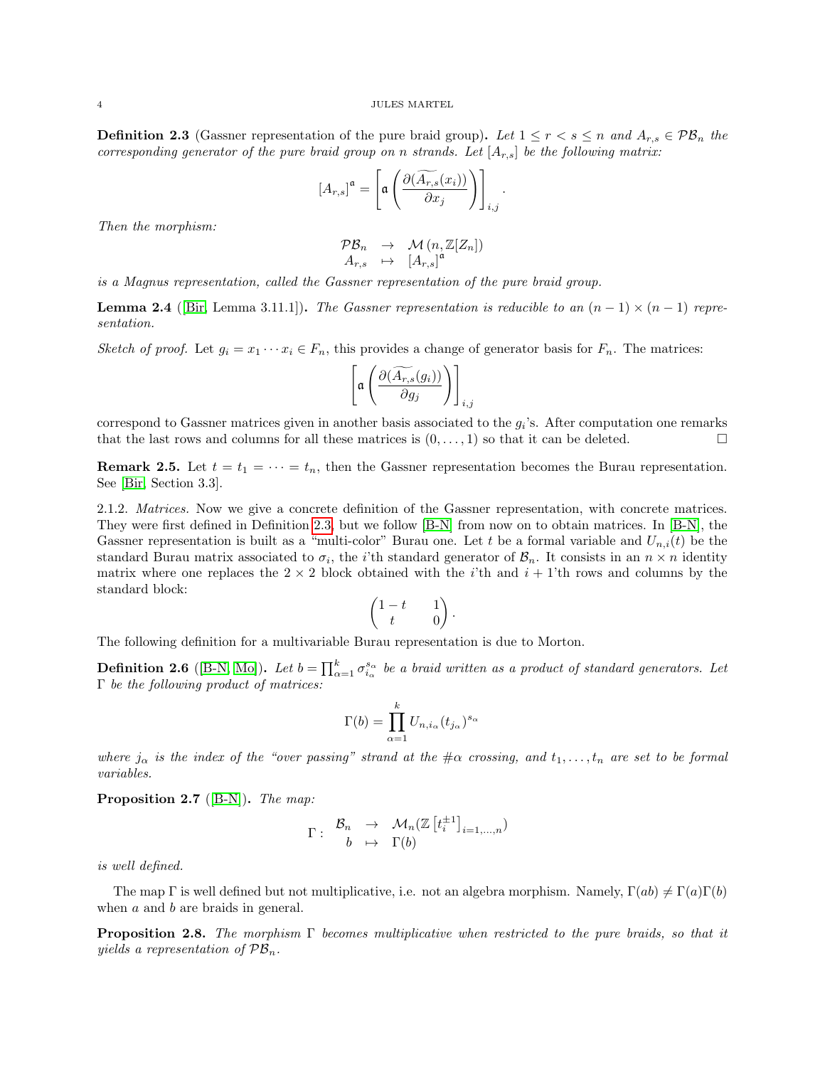**Definition 2.3** (Gassner representation of the pure braid group)**.** *Let $1 \leq r < s \leq n$ and $A_{r,s} \in \mathcal{PB}_n$ the corresponding generator of the pure braid group on n strands. Let $[A_{r,s}]$ be the following matrix:*

$$[A_{r,s}]^{\mathfrak{a}} = \left[ \mathfrak{a}\left( \frac{\partial(\widetilde{A_{r,s}}(x_i))}{\partial x_j} \right) \right]_{i,j}.$$

*Then the morphism:*

$$\begin{array}{ccc} \mathcal{PB}_n & \to & \mathcal{M}\left(n, \mathbb{Z}[Z_n]\right) \\ A_{r,s} & \mapsto & [A_{r,s}]^{\mathfrak{a}} \end{array}$$

*is a Magnus representation, called the Gassner representation of the pure braid group.*

**Lemma 2.4** ([Bir, Lemma 3.11.1])**.** *The Gassner representation is reducible to an $(n-1) \times (n-1)$ representation.*

*Sketch of proof.* Let $g_i = x_1 \cdots x_i \in F_n$, this provides a change of generator basis for $F_n$. The matrices:

$$\left[ \mathfrak{a}\left( \frac{\partial(\widetilde{A_{r,s}}(g_i))}{\partial g_j} \right) \right]_{i,j}$$

correspond to Gassner matrices given in another basis associated to the $g_i$'s. After computation one remarks that the last rows and columns for all these matrices is $(0, \ldots, 1)$ so that it can be deleted. □

**Remark 2.5.** Let $t = t_1 = \cdots = t_n$, then the Gassner representation becomes the Burau representation. See [Bir, Section 3.3].

2.1.2. *Matrices.* Now we give a concrete definition of the Gassner representation, with concrete matrices. They were first defined in Definition 2.3, but we follow [B-N] from now on to obtain matrices. In [B-N], the Gassner representation is built as a "multi-color" Burau one. Let $t$ be a formal variable and $U_{n,i}(t)$ be the standard Burau matrix associated to $\sigma_i$, the $i$'th standard generator of $\mathcal{B}_n$. It consists in an $n \times n$ identity matrix where one replaces the $2 \times 2$ block obtained with the $i$'th and $i+1$'th rows and columns by the standard block:

$$\begin{pmatrix} 1-t & 1 \\ t & 0 \end{pmatrix}.$$

The following definition for a multivariable Burau representation is due to Morton.

**Definition 2.6** ([B-N, Mo])**.** *Let $b = \prod_{\alpha=1}^{k} \sigma_{i_\alpha}^{s_\alpha}$ be a braid written as a product of standard generators. Let $\Gamma$ be the following product of matrices:*

$$\Gamma(b) = \prod_{\alpha=1}^{k} U_{n,i_\alpha}(t_{j_\alpha})^{s_\alpha}$$

*where $j_\alpha$ is the index of the "over passing" strand at the $\#\alpha$ crossing, and $t_1, \ldots, t_n$ are set to be formal variables.*

**Proposition 2.7** ([B-N])**.** *The map:*

$$\Gamma: \begin{array}{ccc} \mathcal{B}_n & \to & \mathcal{M}_n(\mathbb{Z}\left[t_i^{\pm 1}\right]_{i=1,\ldots,n}) \\ b & \mapsto & \Gamma(b) \end{array}$$

*is well defined.*

The map $\Gamma$ is well defined but not multiplicative, i.e. not an algebra morphism. Namely, $\Gamma(ab) \neq \Gamma(a)\Gamma(b)$ when $a$ and $b$ are braids in general.

**Proposition 2.8.** *The morphism $\Gamma$ becomes multiplicative when restricted to the pure braids, so that it yields a representation of $\mathcal{PB}_n$.*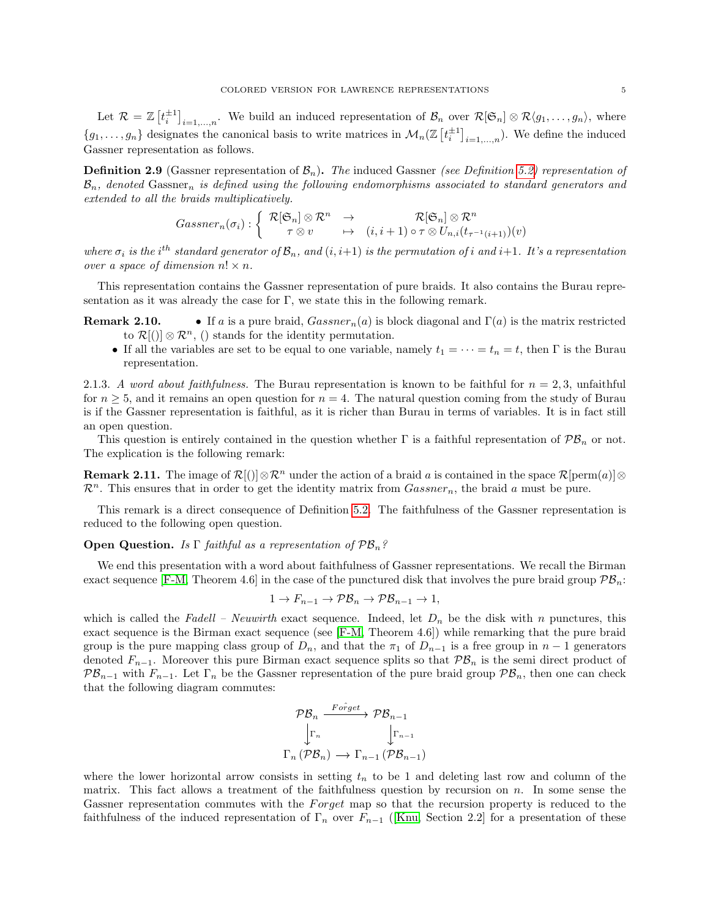Let $\mathcal{R} = \mathbb{Z}\left[t_i^{\pm 1}\right]_{i=1,\dots,n}$. We build an induced representation of $\mathcal{B}_n$ over $\mathcal{R}[\mathfrak{S}_n] \otimes \mathcal{R}\langle g_1, \dots, g_n\rangle$, where $\{g_1, \dots, g_n\}$ designates the canonical basis to write matrices in $\mathcal{M}_n(\mathbb{Z}\left[t_i^{\pm 1}\right]_{i=1,\dots,n})$. We define the induced Gassner representation as follows.

**Definition 2.9** (Gassner representation of $\mathcal{B}_n$)**.** *The* induced Gassner *(see Definition 5.2) representation of $\mathcal{B}_n$, denoted* $\mathrm{Gassner}_n$ *is defined using the following endomorphisms associated to standard generators and extended to all the braids multiplicatively.*

$$Gassner_n(\sigma_i) : \left\{ \begin{array}{ccc} \mathcal{R}[\mathfrak{S}_n] \otimes \mathcal{R}^n & \to & \mathcal{R}[\mathfrak{S}_n] \otimes \mathcal{R}^n \\ \tau \otimes v & \mapsto & (i, i+1) \circ \tau \otimes U_{n,i}(t_{\tau^{-1}(i+1)})(v) \end{array} \right.$$

*where $\sigma_i$ is the $i^{th}$ standard generator of $\mathcal{B}_n$, and $(i, i+1)$ is the permutation of $i$ and $i+1$. It's a representation over a space of dimension $n! \times n$.*

This representation contains the Gassner representation of pure braids. It also contains the Burau representation as it was already the case for $\Gamma$, we state this in the following remark.

**Remark 2.10.**
- If $a$ is a pure braid, $Gassner_n(a)$ is block diagonal and $\Gamma(a)$ is the matrix restricted to $\mathcal{R}[()] \otimes \mathcal{R}^n$, $()$ stands for the identity permutation.
- If all the variables are set to be equal to one variable, namely $t_1 = \dots = t_n = t$, then $\Gamma$ is the Burau representation.

2.1.3. *A word about faithfulness.* The Burau representation is known to be faithful for $n = 2, 3$, unfaithful for $n \geq 5$, and it remains an open question for $n = 4$. The natural question coming from the study of Burau is if the Gassner representation is faithful, as it is richer than Burau in terms of variables. It is in fact still an open question.

This question is entirely contained in the question whether $\Gamma$ is a faithful representation of $\mathcal{PB}_n$ or not. The explication is the following remark:

**Remark 2.11.** The image of $\mathcal{R}[()] \otimes \mathcal{R}^n$ under the action of a braid $a$ is contained in the space $\mathcal{R}[\mathrm{perm}(a)] \otimes \mathcal{R}^n$. This ensures that in order to get the identity matrix from $Gassner_n$, the braid $a$ must be pure.

This remark is a direct consequence of Definition 5.2. The faithfulness of the Gassner representation is reduced to the following open question.

**Open Question.** *Is $\Gamma$ faithful as a representation of $\mathcal{PB}_n$?*

We end this presentation with a word about faithfulness of Gassner representations. We recall the Birman exact sequence [F-M, Theorem 4.6] in the case of the punctured disk that involves the pure braid group $\mathcal{PB}_n$:

$$1 \to F_{n-1} \to \mathcal{PB}_n \to \mathcal{PB}_{n-1} \to 1,$$

which is called the *Fadell – Neuwirth* exact sequence. Indeed, let $D_n$ be the disk with $n$ punctures, this exact sequence is the Birman exact sequence (see [F-M, Theorem 4.6]) while remarking that the pure braid group is the pure mapping class group of $D_n$, and that the $\pi_1$ of $D_{n-1}$ is a free group in $n-1$ generators denoted $F_{n-1}$. Moreover this pure Birman exact sequence splits so that $\mathcal{PB}_n$ is the semi direct product of $\mathcal{PB}_{n-1}$ with $F_{n-1}$. Let $\Gamma_n$ be the Gassner representation of the pure braid group $\mathcal{PB}_n$, then one can check that the following diagram commutes:

$$\begin{array}{ccc} \mathcal{PB}_n & \xrightarrow{\hat{Forget}} & \mathcal{PB}_{n-1} \\ \downarrow{\scriptstyle \Gamma_n} & & \downarrow{\scriptstyle \Gamma_{n-1}} \\ \Gamma_n\left(\mathcal{PB}_n\right) & \longrightarrow & \Gamma_{n-1}\left(\mathcal{PB}_{n-1}\right) \end{array}$$

where the lower horizontal arrow consists in setting $t_n$ to be 1 and deleting last row and column of the matrix. This fact allows a treatment of the faithfulness question by recursion on $n$. In some sense the Gassner representation commutes with the *Forget* map so that the recursion property is reduced to the faithfulness of the induced representation of $\Gamma_n$ over $F_{n-1}$ ([Knu, Section 2.2] for a presentation of these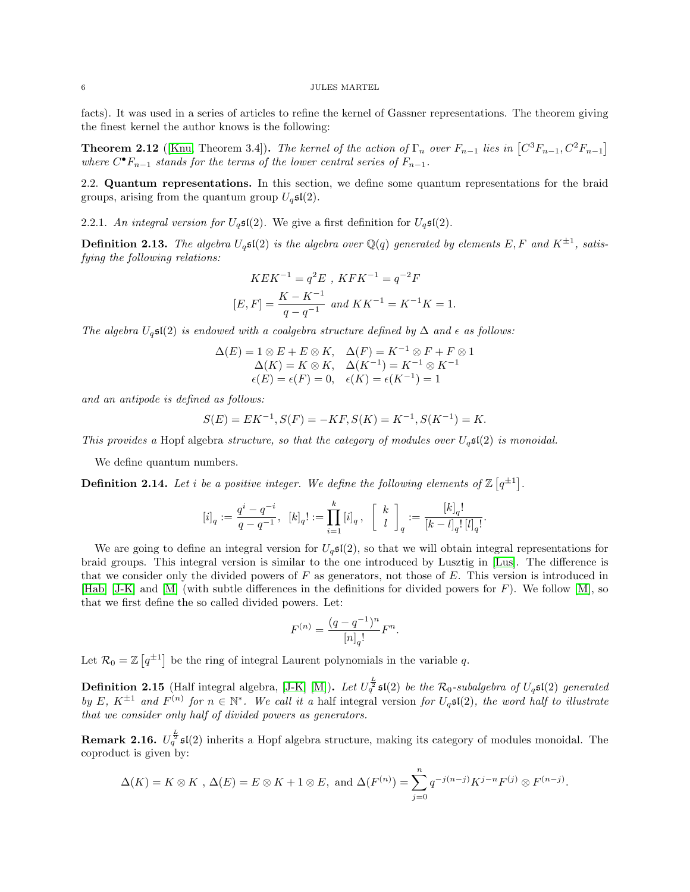facts). It was used in a series of articles to refine the kernel of Gassner representations. The theorem giving the finest kernel the author knows is the following:

**Theorem 2.12** ([Knu, Theorem 3.4])**.** *The kernel of the action of $\Gamma_n$ over $F_{n-1}$ lies in $\left[C^3F_{n-1}, C^2F_{n-1}\right]$ where $C^{\bullet}F_{n-1}$ stands for the terms of the lower central series of $F_{n-1}$.*

2.2. **Quantum representations.** In this section, we define some quantum representations for the braid groups, arising from the quantum group $U_q\mathfrak{sl}(2)$.

2.2.1. *An integral version for $U_q\mathfrak{sl}(2)$.* We give a first definition for $U_q\mathfrak{sl}(2)$.

**Definition 2.13.** *The algebra $U_q\mathfrak{sl}(2)$ is the algebra over $\mathbb{Q}(q)$ generated by elements $E, F$ and $K^{\pm 1}$, satisfying the following relations:*

$$KEK^{-1} = q^2E \ , \ KFK^{-1} = q^{-2}F$$
$$[E,F] = \frac{K-K^{-1}}{q-q^{-1}} \text{ and } KK^{-1} = K^{-1}K = 1.$$

*The algebra $U_q\mathfrak{sl}(2)$ is endowed with a coalgebra structure defined by $\Delta$ and $\epsilon$ as follows:*

$$\Delta(E) = 1\otimes E + E\otimes K, \quad \Delta(F) = K^{-1}\otimes F + F\otimes 1$$
$$\Delta(K) = K\otimes K, \quad \Delta(K^{-1}) = K^{-1}\otimes K^{-1}$$
$$\epsilon(E) = \epsilon(F) = 0, \quad \epsilon(K) = \epsilon(K^{-1}) = 1$$

*and an antipode is defined as follows:*

$$S(E) = EK^{-1}, S(F) = -KF, S(K) = K^{-1}, S(K^{-1}) = K.$$

*This provides a* Hopf algebra *structure, so that the category of modules over $U_q\mathfrak{sl}(2)$ is monoidal.*

We define quantum numbers.

**Definition 2.14.** *Let $i$ be a positive integer. We define the following elements of $\mathbb{Z}\left[q^{\pm 1}\right]$.*

$$[i]_q := \frac{q^i - q^{-i}}{q-q^{-1}}, \ \ [k]_q! := \prod_{i=1}^{k}[i]_q\,, \ \ \left[\begin{array}{c} k \\ l \end{array}\right]_q := \frac{[k]_q!}{[k-l]_q!\,[l]_q!}.$$

We are going to define an integral version for $U_q\mathfrak{sl}(2)$, so that we will obtain integral representations for braid groups. This integral version is similar to the one introduced by Lusztig in [Lus]. The difference is that we consider only the divided powers of $F$ as generators, not those of $E$. This version is introduced in [Hab] [J-K] and [M] (with subtle differences in the definitions for divided powers for $F$). We follow [M], so that we first define the so called divided powers. Let:

$$F^{(n)} = \frac{(q-q^{-1})^n}{[n]_q!}F^n.$$

Let $\mathcal{R}_0 = \mathbb{Z}\left[q^{\pm 1}\right]$ be the ring of integral Laurent polynomials in the variable $q$.

**Definition 2.15** (Half integral algebra, [J-K] [M])**.** *Let $U_q^{\frac{L}{2}}\mathfrak{sl}(2)$ be the $\mathcal{R}_0$-subalgebra of $U_q\mathfrak{sl}(2)$ generated by $E$, $K^{\pm 1}$ and $F^{(n)}$ for $n \in \mathbb{N}^*$. We call it a* half integral version *for $U_q\mathfrak{sl}(2)$, the word half to illustrate that we consider only half of divided powers as generators.*

**Remark 2.16.** $U_q^{\frac{L}{2}}\mathfrak{sl}(2)$ inherits a Hopf algebra structure, making its category of modules monoidal. The coproduct is given by:

$$\Delta(K) = K\otimes K \ , \ \Delta(E) = E\otimes K + 1\otimes E, \text{ and } \Delta(F^{(n)}) = \sum_{j=0}^{n} q^{-j(n-j)}K^{j-n}F^{(j)}\otimes F^{(n-j)}.$$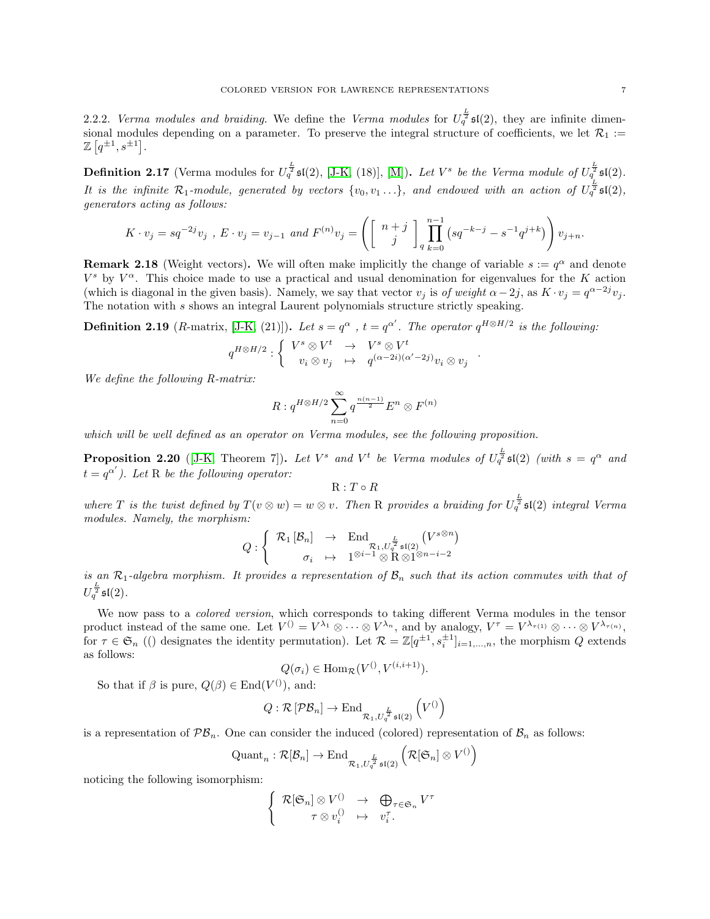2.2.2. *Verma modules and braiding.* We define the *Verma modules* for $U_q^{\frac{L}{2}}\mathfrak{sl}(2)$, they are infinite dimensional modules depending on a parameter. To preserve the integral structure of coefficients, we let $\mathcal{R}_1 := \mathbb{Z}\left[q^{\pm 1}, s^{\pm 1}\right]$.

**Definition 2.17** (Verma modules for $U_q^{\frac{L}{2}}\mathfrak{sl}(2)$, [J-K, (18)], [M])**.** *Let $V^s$ be the Verma module of $U_q^{\frac{L}{2}}\mathfrak{sl}(2)$. It is the infinite $\mathcal{R}_1$-module, generated by vectors $\{v_0, v_1 \ldots\}$, and endowed with an action of $U_q^{\frac{L}{2}}\mathfrak{sl}(2)$, generators acting as follows:*

$$K \cdot v_j = sq^{-2j} v_j \ , \ E \cdot v_j = v_{j-1} \text{ and } F^{(n)} v_j = \left( \left[ \begin{array}{c} n+j \\ j \end{array} \right]_q \prod_{k=0}^{n-1} \left( sq^{-k-j} - s^{-1} q^{j+k} \right) \right) v_{j+n}.$$

**Remark 2.18** (Weight vectors)**.** We will often make implicitly the change of variable $s := q^\alpha$ and denote $V^s$ by $V^\alpha$. This choice made to use a practical and usual denomination for eigenvalues for the $K$ action (which is diagonal in the given basis). Namely, we say that vector $v_j$ is *of weight* $\alpha - 2j$, as $K \cdot v_j = q^{\alpha - 2j} v_j$. The notation with $s$ shows an integral Laurent polynomials structure strictly speaking.

**Definition 2.19** ($R$-matrix, [J-K, (21)])**.** *Let $s = q^\alpha$ , $t = q^{\alpha'}$. The operator $q^{H \otimes H/2}$ is the following:*

$$q^{H \otimes H/2} : \left\{ \begin{array}{ccc} V^s \otimes V^t & \to & V^s \otimes V^t \\ v_i \otimes v_j & \mapsto & q^{(\alpha - 2i)(\alpha' - 2j)} v_i \otimes v_j \end{array} \right. .$$

*We define the following R-matrix:*

$$R : q^{H \otimes H/2} \sum_{n=0}^{\infty} q^{\frac{n(n-1)}{2}} E^n \otimes F^{(n)}$$

*which will be well defined as an operator on Verma modules, see the following proposition.*

**Proposition 2.20** ([J-K, Theorem 7])**.** *Let $V^s$ and $V^t$ be Verma modules of $U_q^{\frac{L}{2}}\mathfrak{sl}(2)$ (with $s = q^\alpha$ and $t = q^{\alpha'}$). Let R be the following operator:*

$$\mathrm{R} : T \circ R$$

*where $T$ is the twist defined by $T(v \otimes w) = w \otimes v$. Then R provides a braiding for $U_q^{\frac{L}{2}}\mathfrak{sl}(2)$ integral Verma modules. Namely, the morphism:*

$$Q : \left\{ \begin{array}{ccc} \mathcal{R}_1\left[\mathcal{B}_n\right] & \to & \mathrm{End}_{\mathcal{R}_1, U_q^{\frac{L}{2}}\mathfrak{sl}(2)}\left(V^{s \otimes n}\right) \\ \sigma_i & \mapsto & 1^{\otimes i-1} \otimes \mathrm{R} \otimes 1^{\otimes n-i-2} \end{array} \right.$$

*is an $\mathcal{R}_1$-algebra morphism. It provides a representation of $\mathcal{B}_n$ such that its action commutes with that of $U_q^{\frac{L}{2}}\mathfrak{sl}(2)$.*

We now pass to a *colored version*, which corresponds to taking different Verma modules in the tensor product instead of the same one. Let $V^{()} = V^{\lambda_1} \otimes \cdots \otimes V^{\lambda_n}$, and by analogy, $V^\tau = V^{\lambda_{\tau(1)}} \otimes \cdots \otimes V^{\lambda_{\tau(n)}}$, for $\tau \in \mathfrak{S}_n$ ($()$ designates the identity permutation). Let $\mathcal{R} = \mathbb{Z}[q^{\pm 1}, s_i^{\pm 1}]_{i=1,\ldots,n}$, the morphism $Q$ extends as follows:

$$Q(\sigma_i) \in \mathrm{Hom}_{\mathcal{R}}(V^{()}, V^{(i,i+1)}).$$

So that if $\beta$ is pure, $Q(\beta) \in \mathrm{End}(V^{()})$, and:

$$Q : \mathcal{R}\left[\mathcal{PB}_n\right] \to \mathrm{End}_{\mathcal{R}_1, U_q^{\frac{L}{2}}\mathfrak{sl}(2)}\left(V^{()}\right)$$

is a representation of $\mathcal{PB}_n$. One can consider the induced (colored) representation of $\mathcal{B}_n$ as follows:

$$\mathrm{Quant}_n : \mathcal{R}[\mathcal{B}_n] \to \mathrm{End}_{\mathcal{R}_1, U_q^{\frac{L}{2}}\mathfrak{sl}(2)}\left(\mathcal{R}[\mathfrak{S}_n] \otimes V^{()}\right)$$

noticing the following isomorphism:

$$\left\{ \begin{array}{ccc} \mathcal{R}[\mathfrak{S}_n] \otimes V^{()} & \to & \bigoplus_{\tau \in \mathfrak{S}_n} V^\tau \\ \tau \otimes v_i^{()} & \mapsto & v_i^\tau. \end{array} \right.$$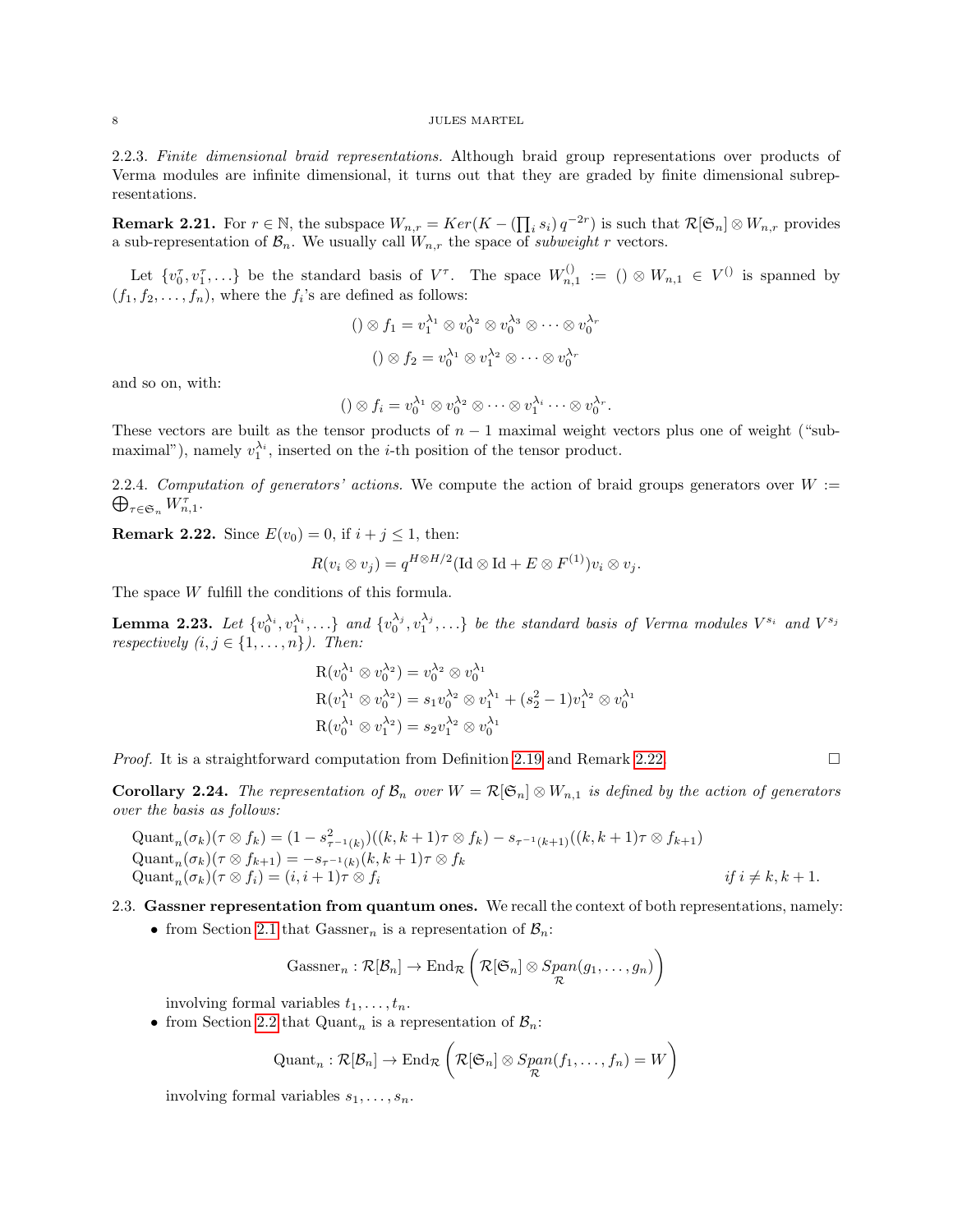2.2.3. *Finite dimensional braid representations.* Although braid group representations over products of Verma modules are infinite dimensional, it turns out that they are graded by finite dimensional subrepresentations.

**Remark 2.21.** For $r \in \mathbb{N}$, the subspace $W_{n,r} = Ker(K - (\prod_i s_i)\, q^{-2r})$ is such that $\mathcal{R}[\mathfrak{S}_n] \otimes W_{n,r}$ provides a sub-representation of $\mathcal{B}_n$. We usually call $W_{n,r}$ the space of *subweight* $r$ vectors.

Let $\{v_0^\tau, v_1^\tau, \ldots\}$ be the standard basis of $V^\tau$. The space $W_{n,1}^{()} := () \otimes W_{n,1} \in V^{()}$ is spanned by $(f_1, f_2, \ldots, f_n)$, where the $f_i$'s are defined as follows:

$$() \otimes f_1 = v_1^{\lambda_1} \otimes v_0^{\lambda_2} \otimes v_0^{\lambda_3} \otimes \cdots \otimes v_0^{\lambda_r}$$

$$() \otimes f_2 = v_0^{\lambda_1} \otimes v_1^{\lambda_2} \otimes \cdots \otimes v_0^{\lambda_r}$$

and so on, with:

$$() \otimes f_i = v_0^{\lambda_1} \otimes v_0^{\lambda_2} \otimes \cdots \otimes v_1^{\lambda_i} \cdots \otimes v_0^{\lambda_r}.$$

These vectors are built as the tensor products of $n-1$ maximal weight vectors plus one of weight ("sub-maximal"), namely $v_1^{\lambda_i}$, inserted on the $i$-th position of the tensor product.

2.2.4. *Computation of generators' actions.* We compute the action of braid groups generators over $W := \bigoplus_{\tau \in \mathfrak{S}_n} W_{n,1}^\tau$.

**Remark 2.22.** Since $E(v_0) = 0$, if $i + j \leq 1$, then:

$$R(v_i \otimes v_j) = q^{H \otimes H/2}(\mathrm{Id} \otimes \mathrm{Id} + E \otimes F^{(1)}) v_i \otimes v_j.$$

The space $W$ fulfill the conditions of this formula.

**Lemma 2.23.** *Let $\{v_0^{\lambda_i}, v_1^{\lambda_i}, \ldots\}$ and $\{v_0^{\lambda_j}, v_1^{\lambda_j}, \ldots\}$ be the standard basis of Verma modules $V^{s_i}$ and $V^{s_j}$ respectively $(i, j \in \{1, \ldots, n\})$. Then:*

$$\begin{aligned}
\mathrm{R}(v_0^{\lambda_1} \otimes v_0^{\lambda_2}) &= v_0^{\lambda_2} \otimes v_0^{\lambda_1} \\
\mathrm{R}(v_1^{\lambda_1} \otimes v_0^{\lambda_2}) &= s_1 v_0^{\lambda_2} \otimes v_1^{\lambda_1} + (s_2^2 - 1) v_1^{\lambda_2} \otimes v_0^{\lambda_1} \\
\mathrm{R}(v_0^{\lambda_1} \otimes v_1^{\lambda_2}) &= s_2 v_1^{\lambda_2} \otimes v_0^{\lambda_1}
\end{aligned}$$

*Proof.* It is a straightforward computation from Definition 2.19 and Remark 2.22. □

**Corollary 2.24.** *The representation of $\mathcal{B}_n$ over $W = \mathcal{R}[\mathfrak{S}_n] \otimes W_{n,1}$ is defined by the action of generators over the basis as follows:*

$$\begin{aligned}
&\mathrm{Quant}_n(\sigma_k)(\tau \otimes f_k) = (1 - s_{\tau^{-1}(k)}^2)((k, k+1)\tau \otimes f_k) - s_{\tau^{-1}(k+1)}((k, k+1)\tau \otimes f_{k+1}) \\
&\mathrm{Quant}_n(\sigma_k)(\tau \otimes f_{k+1}) = -s_{\tau^{-1}(k)}(k, k+1)\tau \otimes f_k \\
&\mathrm{Quant}_n(\sigma_k)(\tau \otimes f_i) = (i, i+1)\tau \otimes f_i \qquad \text{if } i \neq k, k+1.
\end{aligned}$$

2.3. **Gassner representation from quantum ones.** We recall the context of both representations, namely:

- from Section 2.1 that $\mathrm{Gassner}_n$ is a representation of $\mathcal{B}_n$:

$$\mathrm{Gassner}_n : \mathcal{R}[\mathcal{B}_n] \to \mathrm{End}_{\mathcal{R}}\left(\mathcal{R}[\mathfrak{S}_n] \otimes \underset{\mathcal{R}}{Span}(g_1, \ldots, g_n)\right)$$

  involving formal variables $t_1, \ldots, t_n$.
- from Section 2.2 that $\mathrm{Quant}_n$ is a representation of $\mathcal{B}_n$:

$$\mathrm{Quant}_n : \mathcal{R}[\mathcal{B}_n] \to \mathrm{End}_{\mathcal{R}}\left(\mathcal{R}[\mathfrak{S}_n] \otimes \underset{\mathcal{R}}{Span}(f_1, \ldots, f_n) = W\right)$$

  involving formal variables $s_1, \ldots, s_n$.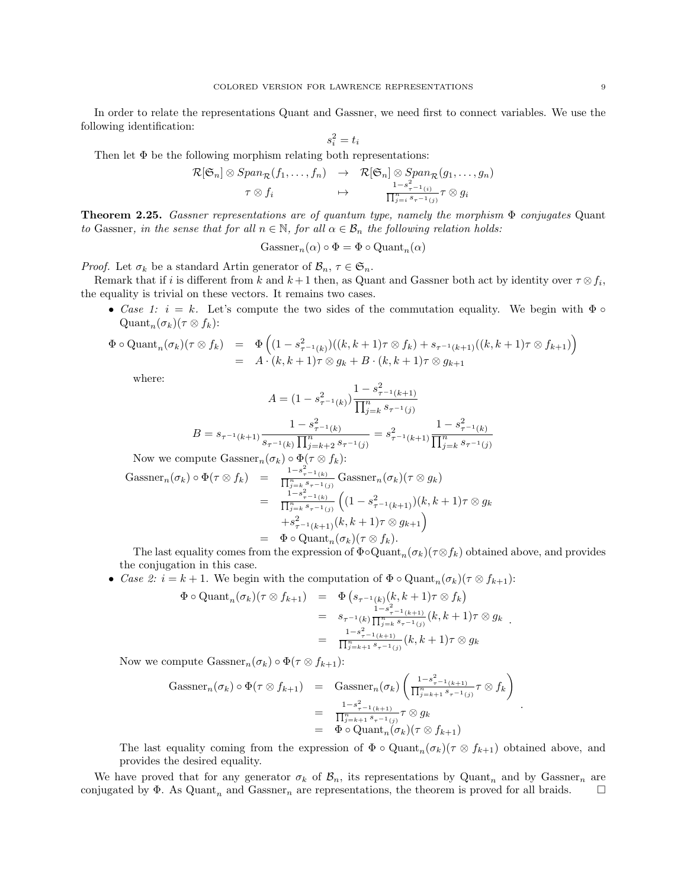In order to relate the representations Quant and Gassner, we need first to connect variables. We use the following identification:

$$s_i^2 = t_i$$

Then let $\Phi$ be the following morphism relating both representations:

$$\begin{array}{ccc} \mathcal{R}[\mathfrak{S}_n] \otimes Span_{\mathcal{R}}(f_1, \ldots, f_n) & \to & \mathcal{R}[\mathfrak{S}_n] \otimes Span_{\mathcal{R}}(g_1, \ldots, g_n) \\ \tau \otimes f_i & \mapsto & \frac{1 - s^2_{\tau^{-1}(i)}}{\prod_{j=i}^n s_{\tau^{-1}(j)}} \tau \otimes g_i \end{array}$$

**Theorem 2.25.** *Gassner representations are of quantum type, namely the morphism $\Phi$ conjugates* Quant *to* Gassner*, in the sense that for all $n \in \mathbb{N}$, for all $\alpha \in \mathcal{B}_n$ the following relation holds:*

$$\mathrm{Gassner}_n(\alpha) \circ \Phi = \Phi \circ \mathrm{Quant}_n(\alpha)$$

*Proof.* Let $\sigma_k$ be a standard Artin generator of $\mathcal{B}_n$, $\tau \in \mathfrak{S}_n$.

Remark that if $i$ is different from $k$ and $k+1$ then, as Quant and Gassner both act by identity over $\tau \otimes f_i$, the equality is trivial on these vectors. It remains two cases.

- *Case 1: $i = k$.* Let's compute the two sides of the commutation equality. We begin with $\Phi \circ \mathrm{Quant}_n(\sigma_k)(\tau \otimes f_k)$:

$$\begin{aligned} \Phi \circ \mathrm{Quant}_n(\sigma_k)(\tau \otimes f_k) &= \Phi\left((1 - s^2_{\tau^{-1}(k)})((k, k+1)\tau \otimes f_k) + s_{\tau^{-1}(k+1)}((k, k+1)\tau \otimes f_{k+1})\right) \\ &= A \cdot (k, k+1)\tau \otimes g_k + B \cdot (k, k+1)\tau \otimes g_{k+1} \end{aligned}$$

  where:

$$A = (1 - s^2_{\tau^{-1}(k)}) \frac{1 - s^2_{\tau^{-1}(k+1)}}{\prod_{j=k}^n s_{\tau^{-1}(j)}}$$

$$B = s_{\tau^{-1}(k+1)} \frac{1 - s^2_{\tau^{-1}(k)}}{s_{\tau^{-1}(k)} \prod_{j=k+2}^n s_{\tau^{-1}(j)}} = s^2_{\tau^{-1}(k+1)} \frac{1 - s^2_{\tau^{-1}(k)}}{\prod_{j=k}^n s_{\tau^{-1}(j)}}$$

  Now we compute $\mathrm{Gassner}_n(\sigma_k) \circ \Phi(\tau \otimes f_k)$:

$$\begin{aligned} \mathrm{Gassner}_n(\sigma_k) \circ \Phi(\tau \otimes f_k) &= \frac{1 - s^2_{\tau^{-1}(k)}}{\prod_{j=k}^n s_{\tau^{-1}(j)}} \mathrm{Gassner}_n(\sigma_k)(\tau \otimes g_k) \\ &= \frac{1 - s^2_{\tau^{-1}(k)}}{\prod_{j=k}^n s_{\tau^{-1}(j)}} \Big((1 - s^2_{\tau^{-1}(k+1)})(k, k+1)\tau \otimes g_k \\ &\quad + s^2_{\tau^{-1}(k+1)}(k, k+1)\tau \otimes g_{k+1}\Big) \\ &= \Phi \circ \mathrm{Quant}_n(\sigma_k)(\tau \otimes f_k). \end{aligned}$$

  The last equality comes from the expression of $\Phi \circ \mathrm{Quant}_n(\sigma_k)(\tau \otimes f_k)$ obtained above, and provides the conjugation in this case.

- *Case 2: $i = k+1$.* We begin with the computation of $\Phi \circ \mathrm{Quant}_n(\sigma_k)(\tau \otimes f_{k+1})$:

$$\begin{aligned} \Phi \circ \mathrm{Quant}_n(\sigma_k)(\tau \otimes f_{k+1}) &= \Phi\left(s_{\tau^{-1}(k)}(k, k+1)\tau \otimes f_k\right) \\ &= s_{\tau^{-1}(k)} \frac{1 - s^2_{\tau^{-1}(k+1)}}{\prod_{j=k}^n s_{\tau^{-1}(j)}}(k, k+1)\tau \otimes g_k \\ &= \frac{1 - s^2_{\tau^{-1}(k+1)}}{\prod_{j=k+1}^n s_{\tau^{-1}(j)}}(k, k+1)\tau \otimes g_k \end{aligned}.$$

  Now we compute $\mathrm{Gassner}_n(\sigma_k) \circ \Phi(\tau \otimes f_{k+1})$:

$$\begin{aligned} \mathrm{Gassner}_n(\sigma_k) \circ \Phi(\tau \otimes f_{k+1}) &= \mathrm{Gassner}_n(\sigma_k)\left(\frac{1 - s^2_{\tau^{-1}(k+1)}}{\prod_{j=k+1}^n s_{\tau^{-1}(j)}} \tau \otimes f_k\right) \\ &= \frac{1 - s^2_{\tau^{-1}(k+1)}}{\prod_{j=k+1}^n s_{\tau^{-1}(j)}} \tau \otimes g_k \\ &= \Phi \circ \mathrm{Quant}_n(\sigma_k)(\tau \otimes f_{k+1}) \end{aligned}.$$

  The last equality coming from the expression of $\Phi \circ \mathrm{Quant}_n(\sigma_k)(\tau \otimes f_{k+1})$ obtained above, and provides the desired equality.

We have proved that for any generator $\sigma_k$ of $\mathcal{B}_n$, its representations by $\mathrm{Quant}_n$ and by $\mathrm{Gassner}_n$ are conjugated by $\Phi$. As $\mathrm{Quant}_n$ and $\mathrm{Gassner}_n$ are representations, the theorem is proved for all braids. $\square$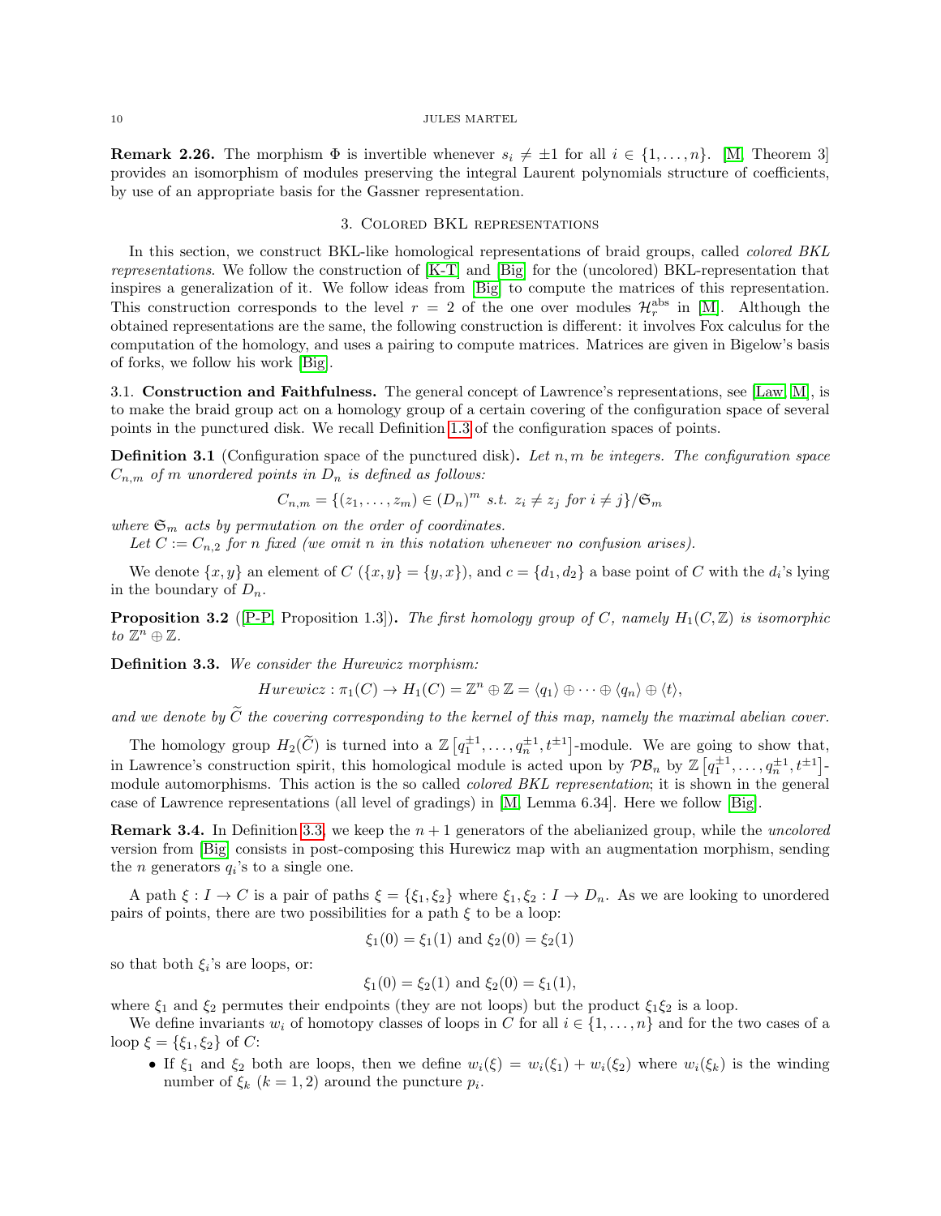**Remark 2.26.** The morphism $\Phi$ is invertible whenever $s_i \neq \pm 1$ for all $i \in \{1, \ldots, n\}$. [M, Theorem 3] provides an isomorphism of modules preserving the integral Laurent polynomials structure of coefficients, by use of an appropriate basis for the Gassner representation.

## 3. Colored BKL representations

In this section, we construct BKL-like homological representations of braid groups, called *colored BKL representations*. We follow the construction of [K-T] and [Big] for the (uncolored) BKL-representation that inspires a generalization of it. We follow ideas from [Big] to compute the matrices of this representation. This construction corresponds to the level $r = 2$ of the one over modules $\mathcal{H}_r^{\text{abs}}$ in [M]. Although the obtained representations are the same, the following construction is different: it involves Fox calculus for the computation of the homology, and uses a pairing to compute matrices. Matrices are given in Bigelow's basis of forks, we follow his work [Big].

### 3.1. Construction and Faithfulness.

The general concept of Lawrence's representations, see [Law, M], is to make the braid group act on a homology group of a certain covering of the configuration space of several points in the punctured disk. We recall Definition 1.3 of the configuration spaces of points.

**Definition 3.1** (Configuration space of the punctured disk)**.** *Let $n, m$ be integers. The configuration space $C_{n,m}$ of $m$ unordered points in $D_n$ is defined as follows:*

$$C_{n,m} = \{(z_1, \ldots, z_m) \in (D_n)^m \text{ s.t. } z_i \neq z_j \text{ for } i \neq j\}/\mathfrak{S}_m$$

*where $\mathfrak{S}_m$ acts by permutation on the order of coordinates.*

*Let $C := C_{n,2}$ for $n$ fixed (we omit $n$ in this notation whenever no confusion arises).*

We denote $\{x, y\}$ an element of $C$ ($\{x, y\} = \{y, x\}$), and $c = \{d_1, d_2\}$ a base point of $C$ with the $d_i$'s lying in the boundary of $D_n$.

**Proposition 3.2** ([P-P, Proposition 1.3])**.** *The first homology group of $C$, namely $H_1(C, \mathbb{Z})$ is isomorphic to $\mathbb{Z}^n \oplus \mathbb{Z}$.*

**Definition 3.3.** *We consider the Hurewicz morphism:*

$$Hurewicz : \pi_1(C) \to H_1(C) = \mathbb{Z}^n \oplus \mathbb{Z} = \langle q_1 \rangle \oplus \cdots \oplus \langle q_n \rangle \oplus \langle t \rangle,$$

*and we denote by $\widetilde{C}$ the covering corresponding to the kernel of this map, namely the maximal abelian cover.*

The homology group $H_2(\widetilde{C})$ is turned into a $\mathbb{Z}\left[q_1^{\pm 1}, \ldots, q_n^{\pm 1}, t^{\pm 1}\right]$-module. We are going to show that, in Lawrence's construction spirit, this homological module is acted upon by $\mathcal{PB}_n$ by $\mathbb{Z}\left[q_1^{\pm 1}, \ldots, q_n^{\pm 1}, t^{\pm 1}\right]$-module automorphisms. This action is the so called *colored BKL representation*; it is shown in the general case of Lawrence representations (all level of gradings) in [M, Lemma 6.34]. Here we follow [Big].

**Remark 3.4.** In Definition 3.3, we keep the $n + 1$ generators of the abelianized group, while the *uncolored* version from [Big] consists in post-composing this Hurewicz map with an augmentation morphism, sending the $n$ generators $q_i$'s to a single one.

A path $\xi : I \to C$ is a pair of paths $\xi = \{\xi_1, \xi_2\}$ where $\xi_1, \xi_2 : I \to D_n$. As we are looking to unordered pairs of points, there are two possibilities for a path $\xi$ to be a loop:

$$\xi_1(0) = \xi_1(1) \text{ and } \xi_2(0) = \xi_2(1)$$

so that both $\xi_i$'s are loops, or:

$$\xi_1(0) = \xi_2(1) \text{ and } \xi_2(0) = \xi_1(1),$$

where $\xi_1$ and $\xi_2$ permutes their endpoints (they are not loops) but the product $\xi_1 \xi_2$ is a loop.

We define invariants $w_i$ of homotopy classes of loops in $C$ for all $i \in \{1, \ldots, n\}$ and for the two cases of a loop $\xi = \{\xi_1, \xi_2\}$ of $C$:

- If $\xi_1$ and $\xi_2$ both are loops, then we define $w_i(\xi) = w_i(\xi_1) + w_i(\xi_2)$ where $w_i(\xi_k)$ is the winding number of $\xi_k$ ($k = 1, 2$) around the puncture $p_i$.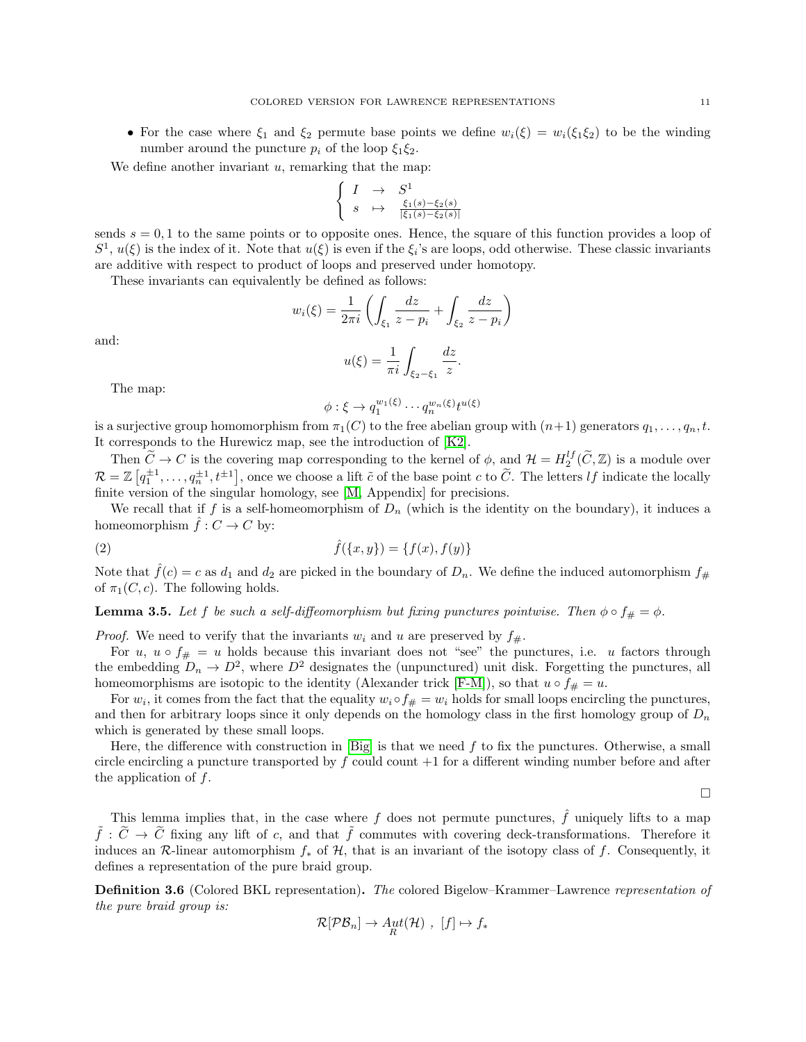- For the case where $\xi_1$ and $\xi_2$ permute base points we define $w_i(\xi) = w_i(\xi_1\xi_2)$ to be the winding number around the puncture $p_i$ of the loop $\xi_1\xi_2$.

We define another invariant $u$, remarking that the map:

$$\begin{cases} I & \to & S^1 \\ s & \mapsto & \frac{\xi_1(s)-\xi_2(s)}{|\xi_1(s)-\xi_2(s)|} \end{cases}$$

sends $s = 0, 1$ to the same points or to opposite ones. Hence, the square of this function provides a loop of $S^1$, $u(\xi)$ is the index of it. Note that $u(\xi)$ is even if the $\xi_i$'s are loops, odd otherwise. These classic invariants are additive with respect to product of loops and preserved under homotopy.

These invariants can equivalently be defined as follows:

$$w_i(\xi) = \frac{1}{2\pi i}\left(\int_{\xi_1}\frac{dz}{z-p_i} + \int_{\xi_2}\frac{dz}{z-p_i}\right)$$

and:

$$u(\xi) = \frac{1}{\pi i}\int_{\xi_2-\xi_1}\frac{dz}{z}.$$

The map:

$$\phi : \xi \to q_1^{w_1(\xi)} \cdots q_n^{w_n(\xi)} t^{u(\xi)}$$

is a surjective group homomorphism from $\pi_1(C)$ to the free abelian group with $(n+1)$ generators $q_1, \ldots, q_n, t$. It corresponds to the Hurewicz map, see the introduction of [K2].

Then $\widetilde{C} \to C$ is the covering map corresponding to the kernel of $\phi$, and $\mathcal{H} = H_2^{lf}(\widetilde{C}, \mathbb{Z})$ is a module over $\mathcal{R} = \mathbb{Z}\left[q_1^{\pm 1}, \ldots, q_n^{\pm 1}, t^{\pm 1}\right]$, once we choose a lift $\tilde{c}$ of the base point $c$ to $\widetilde{C}$. The letters $lf$ indicate the locally finite version of the singular homology, see [M, Appendix] for precisions.

We recall that if $f$ is a self-homeomorphism of $D_n$ (which is the identity on the boundary), it induces a homeomorphism $\hat{f} : C \to C$ by:

$$\hat{f}(\{x, y\}) = \{f(x), f(y)\} \tag{2}$$

Note that $\hat{f}(c) = c$ as $d_1$ and $d_2$ are picked in the boundary of $D_n$. We define the induced automorphism $f_\#$ of $\pi_1(C, c)$. The following holds.

**Lemma 3.5.** *Let $f$ be such a self-diffeomorphism but fixing punctures pointwise. Then $\phi \circ f_\# = \phi$.*

*Proof.* We need to verify that the invariants $w_i$ and $u$ are preserved by $f_\#$.

For $u$, $u \circ f_\# = u$ holds because this invariant does not "see" the punctures, i.e. $u$ factors through the embedding $D_n \to D^2$, where $D^2$ designates the (unpunctured) unit disk. Forgetting the punctures, all homeomorphisms are isotopic to the identity (Alexander trick [F-M]), so that $u \circ f_\# = u$.

For $w_i$, it comes from the fact that the equality $w_i \circ f_\# = w_i$ holds for small loops encircling the punctures, and then for arbitrary loops since it only depends on the homology class in the first homology group of $D_n$ which is generated by these small loops.

Here, the difference with construction in [Big] is that we need $f$ to fix the punctures. Otherwise, a small circle encircling a puncture transported by $f$ could count $+1$ for a different winding number before and after the application of $f$.

□

This lemma implies that, in the case where $f$ does not permute punctures, $\hat{f}$ uniquely lifts to a map $\tilde{f} : \widetilde{C} \to \widetilde{C}$ fixing any lift of $c$, and that $\tilde{f}$ commutes with covering deck-transformations. Therefore it induces an $\mathcal{R}$-linear automorphism $f_*$ of $\mathcal{H}$, that is an invariant of the isotopy class of $f$. Consequently, it defines a representation of the pure braid group.

**Definition 3.6** (Colored BKL representation). *The* colored Bigelow–Krammer–Lawrence *representation of the pure braid group is:*

$$\mathcal{R}[\mathcal{PB}_n] \to \underset{R}{Aut}(\mathcal{H}) \ , \ [f] \mapsto f_*$$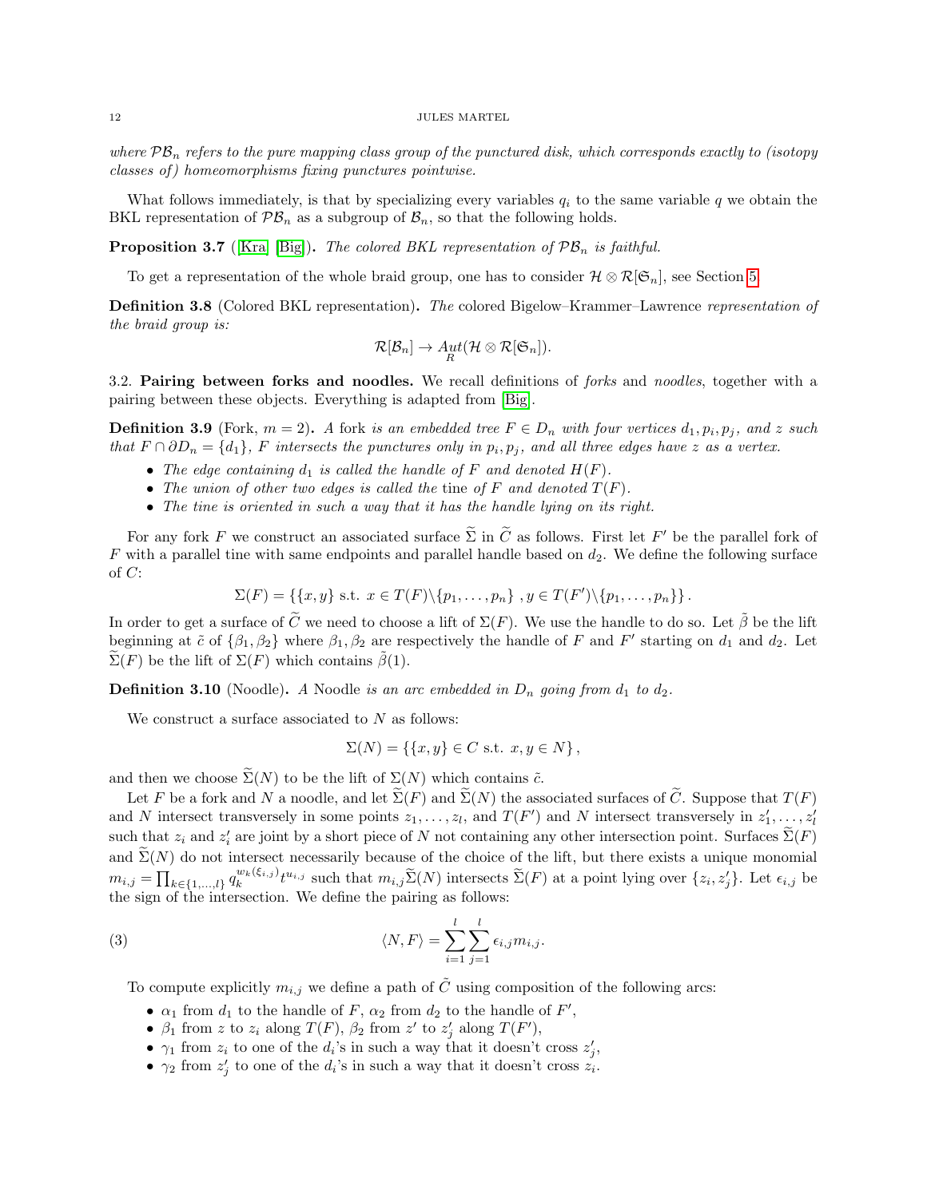*where $\mathcal{PB}_n$ refers to the pure mapping class group of the punctured disk, which corresponds exactly to (isotopy classes of) homeomorphisms fixing punctures pointwise.*

What follows immediately, is that by specializing every variables $q_i$ to the same variable $q$ we obtain the BKL representation of $\mathcal{PB}_n$ as a subgroup of $\mathcal{B}_n$, so that the following holds.

**Proposition 3.7** ([Kra] [Big]). *The colored BKL representation of $\mathcal{PB}_n$ is faithful.*

To get a representation of the whole braid group, one has to consider $\mathcal{H} \otimes \mathcal{R}[\mathfrak{S}_n]$, see Section 5.

**Definition 3.8** (Colored BKL representation). *The* colored Bigelow–Krammer–Lawrence *representation of the braid group is:*

$$\mathcal{R}[\mathcal{B}_n] \to \underset{R}{Aut}(\mathcal{H} \otimes \mathcal{R}[\mathfrak{S}_n]).$$

3.2. **Pairing between forks and noodles.** We recall definitions of *forks* and *noodles*, together with a pairing between these objects. Everything is adapted from [Big].

**Definition 3.9** (Fork, $m = 2$). *A* fork *is an embedded tree $F \in D_n$ with four vertices $d_1, p_i, p_j$, and $z$ such that $F \cap \partial D_n = \{d_1\}$, $F$ intersects the punctures only in $p_i, p_j$, and all three edges have $z$ as a vertex.*

- *The edge containing $d_1$ is called the handle of $F$ and denoted $H(F)$.*
- *The union of other two edges is called the* tine *of $F$ and denoted $T(F)$.*
- *The tine is oriented in such a way that it has the handle lying on its right.*

For any fork $F$ we construct an associated surface $\widetilde{\Sigma}$ in $\widetilde{C}$ as follows. First let $F'$ be the parallel fork of $F$ with a parallel tine with same endpoints and parallel handle based on $d_2$. We define the following surface of $C$:

$$\Sigma(F) = \left\{\{x, y\} \text{ s.t. } x \in T(F)\backslash\{p_1, \ldots, p_n\}, y \in T(F')\backslash\{p_1, \ldots, p_n\}\right\}.$$

In order to get a surface of $\widetilde{C}$ we need to choose a lift of $\Sigma(F)$. We use the handle to do so. Let $\tilde{\beta}$ be the lift beginning at $\tilde{c}$ of $\{\beta_1, \beta_2\}$ where $\beta_1, \beta_2$ are respectively the handle of $F$ and $F'$ starting on $d_1$ and $d_2$. Let $\widetilde{\Sigma}(F)$ be the lift of $\Sigma(F)$ which contains $\tilde{\beta}(1)$.

**Definition 3.10** (Noodle). *A* Noodle *is an arc embedded in $D_n$ going from $d_1$ to $d_2$.*

We construct a surface associated to $N$ as follows:

$$\Sigma(N) = \left\{\{x, y\} \in C \text{ s.t. } x, y \in N\right\},$$

and then we choose $\widetilde{\Sigma}(N)$ to be the lift of $\Sigma(N)$ which contains $\tilde{c}$.

Let $F$ be a fork and $N$ a noodle, and let $\widetilde{\Sigma}(F)$ and $\widetilde{\Sigma}(N)$ the associated surfaces of $\widetilde{C}$. Suppose that $T(F)$ and $N$ intersect transversely in some points $z_1, \ldots, z_l$, and $T(F')$ and $N$ intersect transversely in $z'_1, \ldots, z'_l$ such that $z_i$ and $z'_i$ are joint by a short piece of $N$ not containing any other intersection point. Surfaces $\widetilde{\Sigma}(F)$ and $\widetilde{\Sigma}(N)$ do not intersect necessarily because of the choice of the lift, but there exists a unique monomial $m_{i,j} = \prod_{k \in \{1,\ldots,l\}} q_k^{w_k(\xi_{i,j})} t^{u_{i,j}}$ such that $m_{i,j}\widetilde{\Sigma}(N)$ intersects $\widetilde{\Sigma}(F)$ at a point lying over $\{z_i, z'_j\}$. Let $\epsilon_{i,j}$ be the sign of the intersection. We define the pairing as follows:

$$\langle N, F \rangle = \sum_{i=1}^{l} \sum_{j=1}^{l} \epsilon_{i,j} m_{i,j}. \tag{3}$$

To compute explicitly $m_{i,j}$ we define a path of $\tilde{C}$ using composition of the following arcs:

- $\alpha_1$ from $d_1$ to the handle of $F$, $\alpha_2$ from $d_2$ to the handle of $F'$,
- $\beta_1$ from $z$ to $z_i$ along $T(F)$, $\beta_2$ from $z'$ to $z'_j$ along $T(F')$,
- $\gamma_1$ from $z_i$ to one of the $d_i$'s in such a way that it doesn't cross $z'_j$,
- $\gamma_2$ from $z'_j$ to one of the $d_i$'s in such a way that it doesn't cross $z_i$.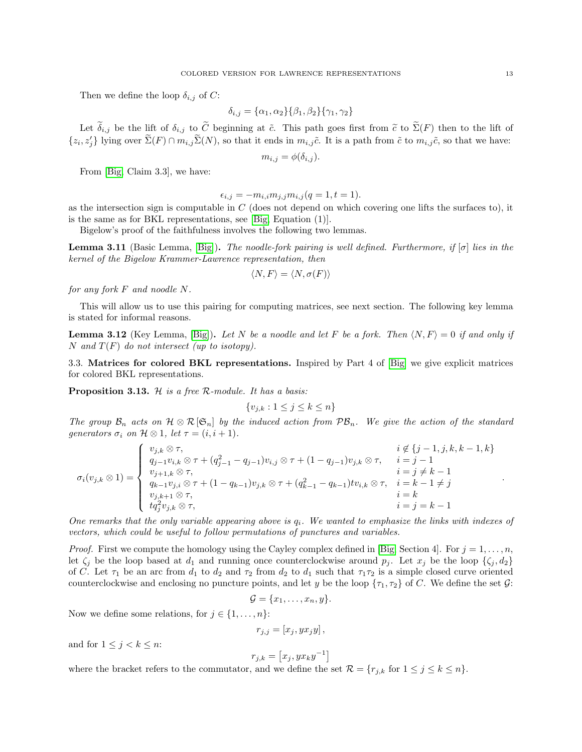Then we define the loop $\delta_{i,j}$ of $C$:

$$\delta_{i,j} = \{\alpha_1, \alpha_2\}\{\beta_1, \beta_2\}\{\gamma_1, \gamma_2\}$$

Let $\widetilde{\delta}_{i,j}$ be the lift of $\delta_{i,j}$ to $\widetilde{C}$ beginning at $\tilde{c}$. This path goes first from $\widetilde{c}$ to $\widetilde{\Sigma}(F)$ then to the lift of $\{z_i, z'_j\}$ lying over $\widetilde{\Sigma}(F) \cap m_{i,j}\widetilde{\Sigma}(N)$, so that it ends in $m_{i,j}\tilde{c}$. It is a path from $\tilde{c}$ to $m_{i,j}\tilde{c}$, so that we have:

$$m_{i,j} = \phi(\delta_{i,j}).$$

From [Big, Claim 3.3], we have:

$$\epsilon_{i,j} = -m_{i,i}m_{j,j}m_{i,j}(q = 1, t = 1).$$

as the intersection sign is computable in $C$ (does not depend on which covering one lifts the surfaces to), it is the same as for BKL representations, see [Big, Equation (1)].

Bigelow's proof of the faithfulness involves the following two lemmas.

**Lemma 3.11** (Basic Lemma, [Big])**.** *The noodle-fork pairing is well defined. Furthermore, if $[\sigma]$ lies in the kernel of the Bigelow Krammer-Lawrence representation, then*

$$\langle N, F\rangle = \langle N, \sigma(F)\rangle$$

*for any fork $F$ and noodle $N$.*

This will allow us to use this pairing for computing matrices, see next section. The following key lemma is stated for informal reasons.

**Lemma 3.12** (Key Lemma, [Big])**.** *Let $N$ be a noodle and let $F$ be a fork. Then $\langle N, F\rangle = 0$ if and only if $N$ and $T(F)$ do not intersect (up to isotopy).*

### 3.3. Matrices for colored BKL representations.

Inspired by Part 4 of [Big] we give explicit matrices for colored BKL representations.

**Proposition 3.13.** *$\mathcal{H}$ is a free $\mathcal{R}$-module. It has a basis:*

$$\{v_{j,k} : 1 \le j \le k \le n\}$$

*The group $\mathcal{B}_n$ acts on $\mathcal{H} \otimes \mathcal{R}[\mathfrak{S}_n]$ by the induced action from $\mathcal{PB}_n$. We give the action of the standard generators $\sigma_i$ on $\mathcal{H} \otimes 1$, let $\tau = (i, i+1)$.*

$$\sigma_i(v_{j,k} \otimes 1) = \begin{cases} v_{j,k} \otimes \tau, & i \notin \{j-1, j, k, k-1, k\} \\ q_{j-1}v_{i,k} \otimes \tau + (q_{j-1}^2 - q_{j-1})v_{i,j} \otimes \tau + (1 - q_{j-1})v_{j,k} \otimes \tau, & i = j-1 \\ v_{j+1,k} \otimes \tau, & i = j \neq k-1 \\ q_{k-1}v_{j,i} \otimes \tau + (1 - q_{k-1})v_{j,k} \otimes \tau + (q_{k-1}^2 - q_{k-1})tv_{i,k} \otimes \tau, & i = k-1 \neq j \\ v_{j,k+1} \otimes \tau, & i = k \\ tq_j^2 v_{j,k} \otimes \tau, & i = j = k-1 \end{cases}.$$

*One remarks that the only variable appearing above is $q_i$. We wanted to emphasize the links with indexes of vectors, which could be useful to follow permutations of punctures and variables.*

*Proof.* First we compute the homology using the Cayley complex defined in [Big, Section 4]. For $j = 1, \ldots, n$, let $\zeta_j$ be the loop based at $d_1$ and running once counterclockwise around $p_j$. Let $x_j$ be the loop $\{\zeta_j, d_2\}$ of $C$. Let $\tau_1$ be an arc from $d_1$ to $d_2$ and $\tau_2$ from $d_2$ to $d_1$ such that $\tau_1\tau_2$ is a simple closed curve oriented counterclockwise and enclosing no puncture points, and let $y$ be the loop $\{\tau_1, \tau_2\}$ of $C$. We define the set $\mathcal{G}$:

$$\mathcal{G} = \{x_1, \ldots, x_n, y\}.$$

Now we define some relations, for $j \in \{1, \ldots, n\}$:

$$r_{j,j} = [x_j, yx_jy],$$

and for $1 \le j < k \le n$:

$$r_{j,k} = \left[x_j, yx_ky^{-1}\right]$$

where the bracket refers to the commutator, and we define the set $\mathcal{R} = \{r_{j,k} \text{ for } 1 \le j \le k \le n\}$.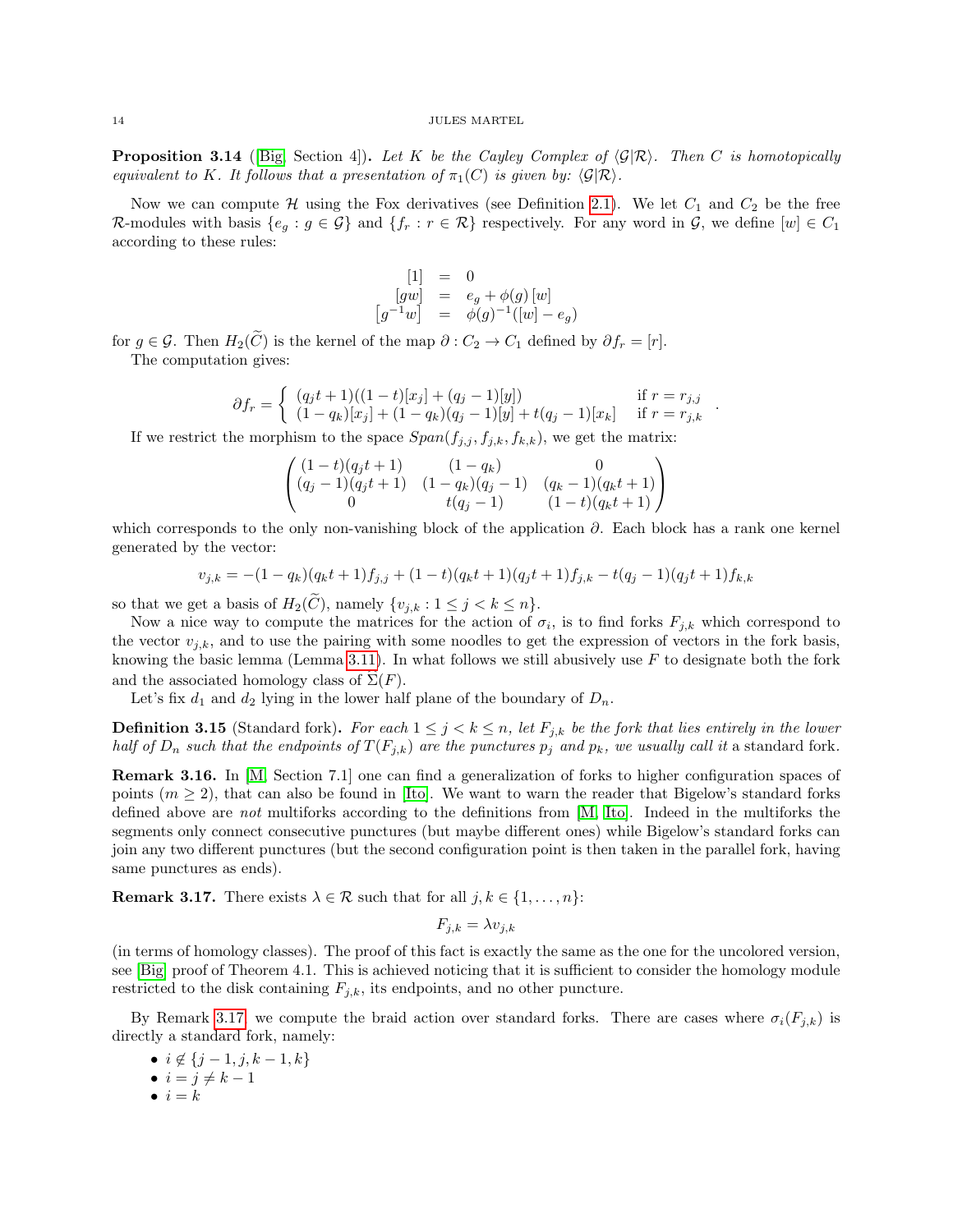**Proposition 3.14** ([Big, Section 4]). *Let $K$ be the Cayley Complex of $\langle \mathcal{G} | \mathcal{R} \rangle$. Then $C$ is homotopically equivalent to $K$. It follows that a presentation of $\pi_1(C)$ is given by: $\langle \mathcal{G} | \mathcal{R} \rangle$.*

Now we can compute $\mathcal{H}$ using the Fox derivatives (see Definition 2.1). We let $C_1$ and $C_2$ be the free $\mathcal{R}$-modules with basis $\{e_g : g \in \mathcal{G}\}$ and $\{f_r : r \in \mathcal{R}\}$ respectively. For any word in $\mathcal{G}$, we define $[w] \in C_1$ according to these rules:

$$\begin{array}{rcl} [1] & = & 0 \\ [gw] & = & e_g + \phi(g)\,[w] \\ \left[g^{-1}w\right] & = & \phi(g)^{-1}([w] - e_g) \end{array}$$

for $g \in \mathcal{G}$. Then $H_2(\widetilde{C})$ is the kernel of the map $\partial : C_2 \to C_1$ defined by $\partial f_r = [r]$.

The computation gives:

$$\partial f_r = \left\{ \begin{array}{ll} (q_j t + 1)((1-t)[x_j] + (q_j - 1)[y]) & \text{if } r = r_{j,j} \\ (1-q_k)[x_j] + (1-q_k)(q_j-1)[y] + t(q_j-1)[x_k] & \text{if } r = r_{j,k} \end{array} \right. .$$

If we restrict the morphism to the space $Span(f_{j,j}, f_{j,k}, f_{k,k})$, we get the matrix:

$$\begin{pmatrix} (1-t)(q_j t + 1) & (1-q_k) & 0 \\ (q_j - 1)(q_j t + 1) & (1-q_k)(q_j - 1) & (q_k - 1)(q_k t + 1) \\ 0 & t(q_j - 1) & (1-t)(q_k t + 1) \end{pmatrix}$$

which corresponds to the only non-vanishing block of the application $\partial$. Each block has a rank one kernel generated by the vector:

$$v_{j,k} = -(1-q_k)(q_k t + 1) f_{j,j} + (1-t)(q_k t + 1)(q_j t + 1) f_{j,k} - t(q_j - 1)(q_j t + 1) f_{k,k}$$

so that we get a basis of $H_2(\widetilde{C})$, namely $\{v_{j,k} : 1 \le j < k \le n\}$.

Now a nice way to compute the matrices for the action of $\sigma_i$, is to find forks $F_{j,k}$ which correspond to the vector $v_{j,k}$, and to use the pairing with some noodles to get the expression of vectors in the fork basis, knowing the basic lemma (Lemma 3.11). In what follows we still abusively use $F$ to designate both the fork and the associated homology class of $\Sigma(F)$.

Let's fix $d_1$ and $d_2$ lying in the lower half plane of the boundary of $D_n$.

**Definition 3.15** (Standard fork). *For each $1 \le j < k \le n$, let $F_{j,k}$ be the fork that lies entirely in the lower half of $D_n$ such that the endpoints of $T(F_{j,k})$ are the punctures $p_j$ and $p_k$, we usually call it* a standard fork.

**Remark 3.16.** In [M, Section 7.1] one can find a generalization of forks to higher configuration spaces of points ($m \ge 2$), that can also be found in [Ito]. We want to warn the reader that Bigelow's standard forks defined above are *not* multiforks according to the definitions from [M, Ito]. Indeed in the multiforks the segments only connect consecutive punctures (but maybe different ones) while Bigelow's standard forks can join any two different punctures (but the second configuration point is then taken in the parallel fork, having same punctures as ends).

**Remark 3.17.** There exists $\lambda \in \mathcal{R}$ such that for all $j, k \in \{1, \ldots, n\}$:

$$F_{j,k} = \lambda v_{j,k}$$

(in terms of homology classes). The proof of this fact is exactly the same as the one for the uncolored version, see [Big] proof of Theorem 4.1. This is achieved noticing that it is sufficient to consider the homology module restricted to the disk containing $F_{j,k}$, its endpoints, and no other puncture.

By Remark 3.17, we compute the braid action over standard forks. There are cases where $\sigma_i(F_{j,k})$ is directly a standard fork, namely:

- $i \notin \{j-1, j, k-1, k\}$
- $i = j \neq k-1$
- $i = k$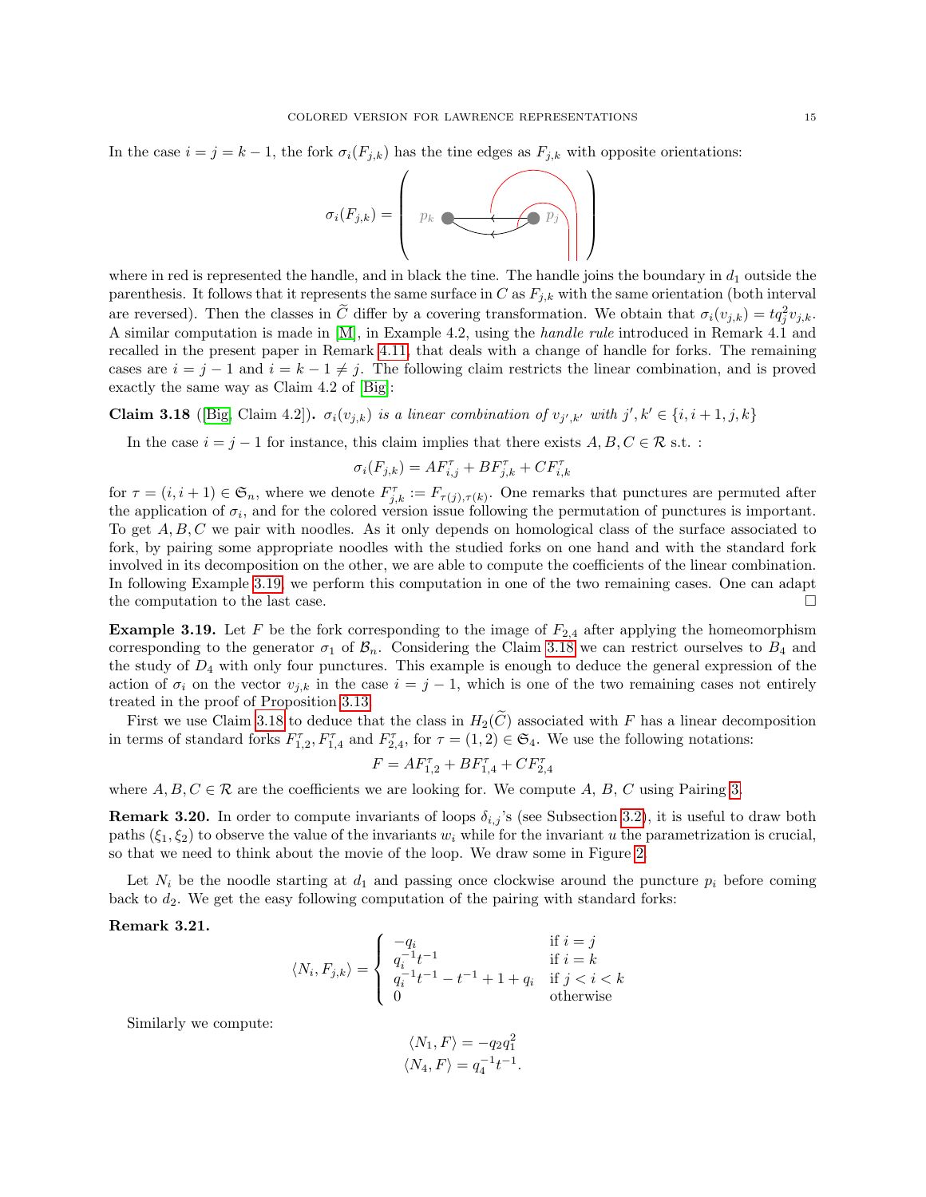In the case $i = j = k-1$, the fork $\sigma_i(F_{j,k})$ has the tine edges as $F_{j,k}$ with opposite orientations:

$$\sigma_i(F_{j,k}) = \left( \quad p_k \quad p_j \quad \right)$$

where in red is represented the handle, and in black the tine. The handle joins the boundary in $d_1$ outside the parenthesis. It follows that it represents the same surface in $C$ as $F_{j,k}$ with the same orientation (both interval are reversed). Then the classes in $\widetilde{C}$ differ by a covering transformation. We obtain that $\sigma_i(v_{j,k}) = tq_j^2 v_{j,k}$. A similar computation is made in [M], in Example 4.2, using the *handle rule* introduced in Remark 4.1 and recalled in the present paper in Remark 4.11, that deals with a change of handle for forks. The remaining cases are $i = j-1$ and $i = k-1 \neq j$. The following claim restricts the linear combination, and is proved exactly the same way as Claim 4.2 of [Big]:

**Claim 3.18** ([Big, Claim 4.2])**.** *$\sigma_i(v_{j,k})$ is a linear combination of $v_{j',k'}$ with $j', k' \in \{i, i+1, j, k\}$*

In the case $i = j-1$ for instance, this claim implies that there exists $A, B, C \in \mathcal{R}$ s.t. :

$$\sigma_i(F_{j,k}) = AF_{i,j}^{\tau} + BF_{j,k}^{\tau} + CF_{i,k}^{\tau}$$

for $\tau = (i, i+1) \in \mathfrak{S}_n$, where we denote $F_{j,k}^{\tau} := F_{\tau(j),\tau(k)}$. One remarks that punctures are permuted after the application of $\sigma_i$, and for the colored version issue following the permutation of punctures is important. To get $A, B, C$ we pair with noodles. As it only depends on homological class of the surface associated to fork, by pairing some appropriate noodles with the studied forks on one hand and with the standard fork involved in its decomposition on the other, we are able to compute the coefficients of the linear combination. In following Example 3.19, we perform this computation in one of the two remaining cases. One can adapt the computation to the last case. □

**Example 3.19.** Let $F$ be the fork corresponding to the image of $F_{2,4}$ after applying the homeomorphism corresponding to the generator $\sigma_1$ of $\mathcal{B}_n$. Considering the Claim 3.18 we can restrict ourselves to $B_4$ and the study of $D_4$ with only four punctures. This example is enough to deduce the general expression of the action of $\sigma_i$ on the vector $v_{j,k}$ in the case $i = j-1$, which is one of the two remaining cases not entirely treated in the proof of Proposition 3.13.

First we use Claim 3.18 to deduce that the class in $H_2(\widetilde{C})$ associated with $F$ has a linear decomposition in terms of standard forks $F_{1,2}^{\tau}, F_{1,4}^{\tau}$ and $F_{2,4}^{\tau}$, for $\tau = (1,2) \in \mathfrak{S}_4$. We use the following notations:

$$F = AF_{1,2}^{\tau} + BF_{1,4}^{\tau} + CF_{2,4}^{\tau}$$

where $A, B, C \in \mathcal{R}$ are the coefficients we are looking for. We compute $A$, $B$, $C$ using Pairing 3.

**Remark 3.20.** In order to compute invariants of loops $\delta_{i,j}$'s (see Subsection 3.2), it is useful to draw both paths $(\xi_1, \xi_2)$ to observe the value of the invariants $w_i$ while for the invariant $u$ the parametrization is crucial, so that we need to think about the movie of the loop. We draw some in Figure 2.

Let $N_i$ be the noodle starting at $d_1$ and passing once clockwise around the puncture $p_i$ before coming back to $d_2$. We get the easy following computation of the pairing with standard forks:

**Remark 3.21.**

$$\langle N_i, F_{j,k} \rangle = \begin{cases} -q_i & \text{if } i = j \\ q_i^{-1}t^{-1} & \text{if } i = k \\ q_i^{-1}t^{-1} - t^{-1} + 1 + q_i & \text{if } j < i < k \\ 0 & \text{otherwise} \end{cases}$$

Similarly we compute:

$$\langle N_1, F \rangle = -q_2 q_1^2$$
$$\langle N_4, F \rangle = q_4^{-1}t^{-1}.$$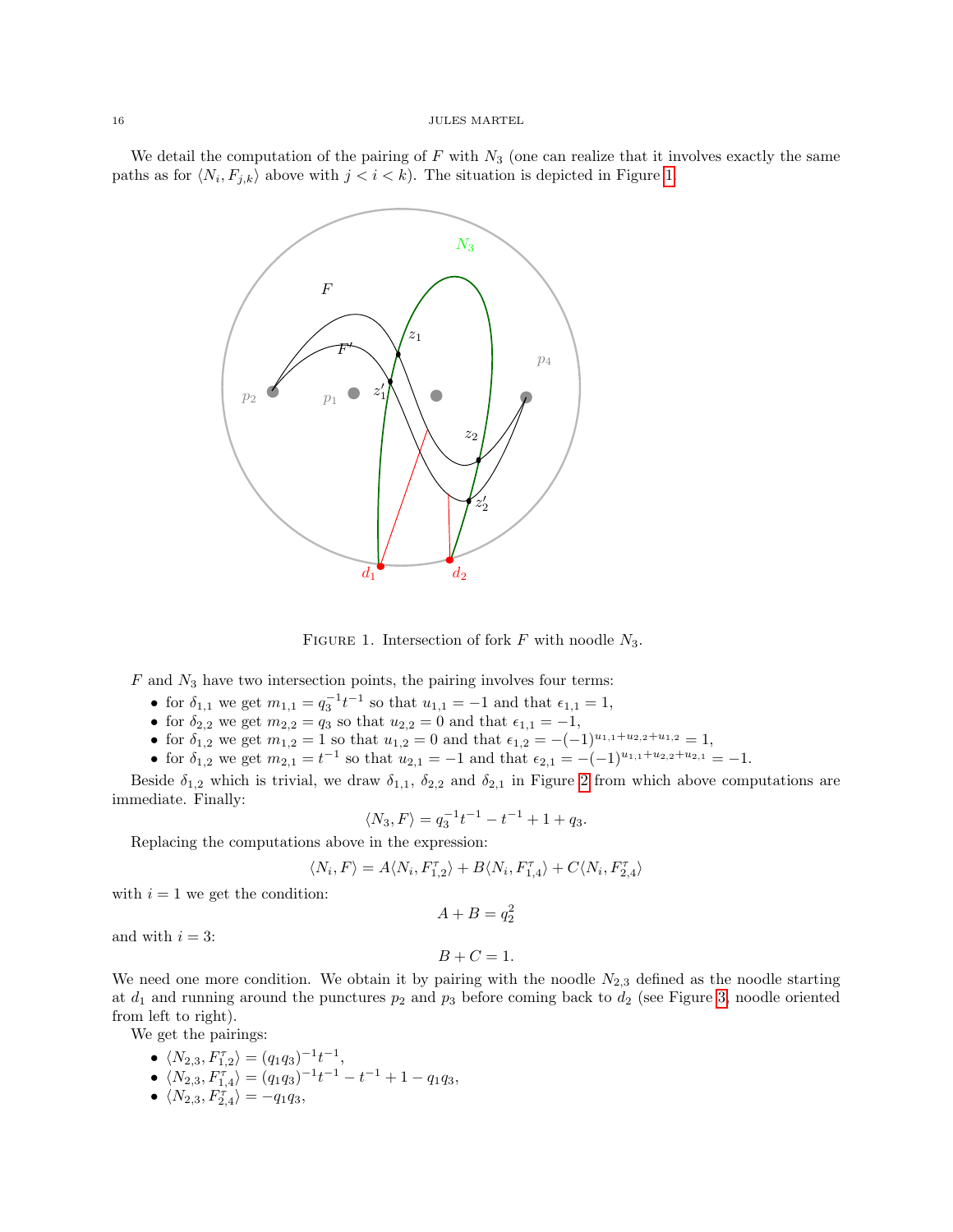We detail the computation of the pairing of $F$ with $N_3$ (one can realize that it involves exactly the same paths as for $\langle N_i, F_{j,k}\rangle$ above with $j < i < k$). The situation is depicted in Figure 1.

$N_3$

$F$

$F'$

$z_1$

$z_1'$

$z_2$

$z_2'$

$p_2$

$p_1$

$p_4$

$d_1$

$d_2$

FIGURE 1. Intersection of fork $F$ with noodle $N_3$.

$F$ and $N_3$ have two intersection points, the pairing involves four terms:

- for $\delta_{1,1}$ we get $m_{1,1} = q_3^{-1}t^{-1}$ so that $u_{1,1} = -1$ and that $\epsilon_{1,1} = 1$,
- for $\delta_{2,2}$ we get $m_{2,2} = q_3$ so that $u_{2,2} = 0$ and that $\epsilon_{1,1} = -1$,
- for $\delta_{1,2}$ we get $m_{1,2} = 1$ so that $u_{1,2} = 0$ and that $\epsilon_{1,2} = -(-1)^{u_{1,1}+u_{2,2}+u_{1,2}} = 1$,
- for $\delta_{1,2}$ we get $m_{2,1} = t^{-1}$ so that $u_{2,1} = -1$ and that $\epsilon_{2,1} = -(-1)^{u_{1,1}+u_{2,2}+u_{2,1}} = -1$.

Beside $\delta_{1,2}$ which is trivial, we draw $\delta_{1,1}$, $\delta_{2,2}$ and $\delta_{2,1}$ in Figure 2 from which above computations are immediate. Finally:

$$\langle N_3, F\rangle = q_3^{-1}t^{-1} - t^{-1} + 1 + q_3.$$

Replacing the computations above in the expression:

$$\langle N_i, F\rangle = A\langle N_i, F_{1,2}^{\tau}\rangle + B\langle N_i, F_{1,4}^{\tau}\rangle + C\langle N_i, F_{2,4}^{\tau}\rangle$$

with $i = 1$ we get the condition:

$$A + B = q_2^2$$

and with $i = 3$:

$$B + C = 1.$$

We need one more condition. We obtain it by pairing with the noodle $N_{2,3}$ defined as the noodle starting at $d_1$ and running around the punctures $p_2$ and $p_3$ before coming back to $d_2$ (see Figure 3, noodle oriented from left to right).

We get the pairings:

- $\langle N_{2,3}, F_{1,2}^{\tau}\rangle = (q_1q_3)^{-1}t^{-1}$,
- $\langle N_{2,3}, F_{1,4}^{\tau}\rangle = (q_1q_3)^{-1}t^{-1} - t^{-1} + 1 - q_1q_3$,
- $\langle N_{2,3}, F_{2,4}^{\tau}\rangle = -q_1q_3$,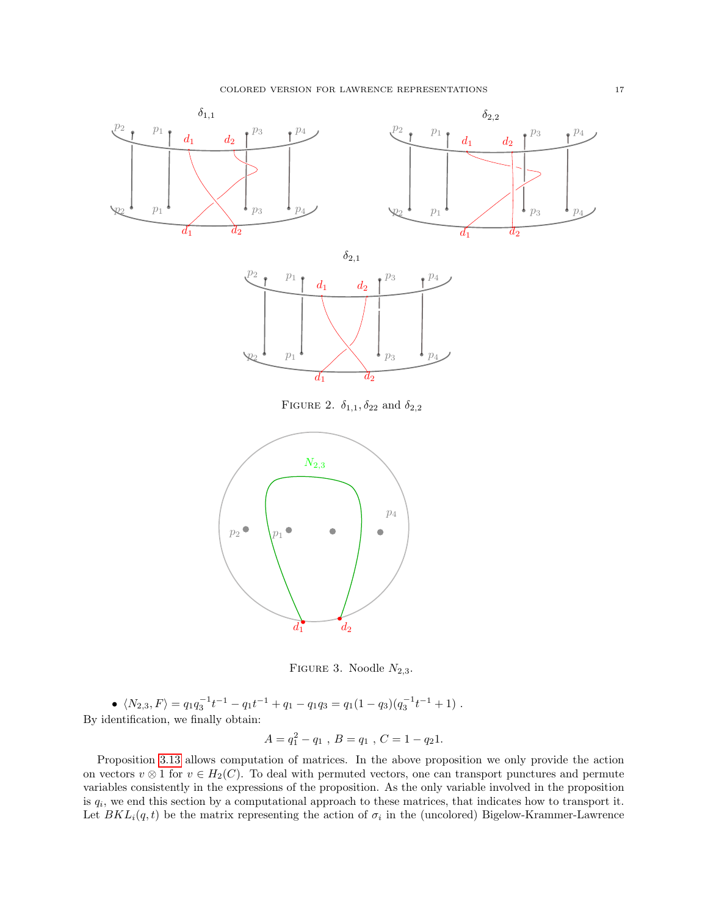FIGURE 2. $\delta_{1,1}, \delta_{22}$ and $\delta_{2,2}$

FIGURE 3. Noodle $N_{2,3}$.

- $\langle N_{2,3}, F\rangle = q_1 q_3^{-1} t^{-1} - q_1 t^{-1} + q_1 - q_1 q_3 = q_1(1-q_3)(q_3^{-1}t^{-1}+1)$ .

By identification, we finally obtain:

$$A = q_1^2 - q_1 \ , \ B = q_1 \ , \ C = 1 - q_2 1.$$

Proposition 3.13 allows computation of matrices. In the above proposition we only provide the action on vectors $v \otimes 1$ for $v \in H_2(C)$. To deal with permuted vectors, one can transport punctures and permute variables consistently in the expressions of the proposition. As the only variable involved in the proposition is $q_i$, we end this section by a computational approach to these matrices, that indicates how to transport it. Let $BKL_i(q,t)$ be the matrix representing the action of $\sigma_i$ in the (uncolored) Bigelow-Krammer-Lawrence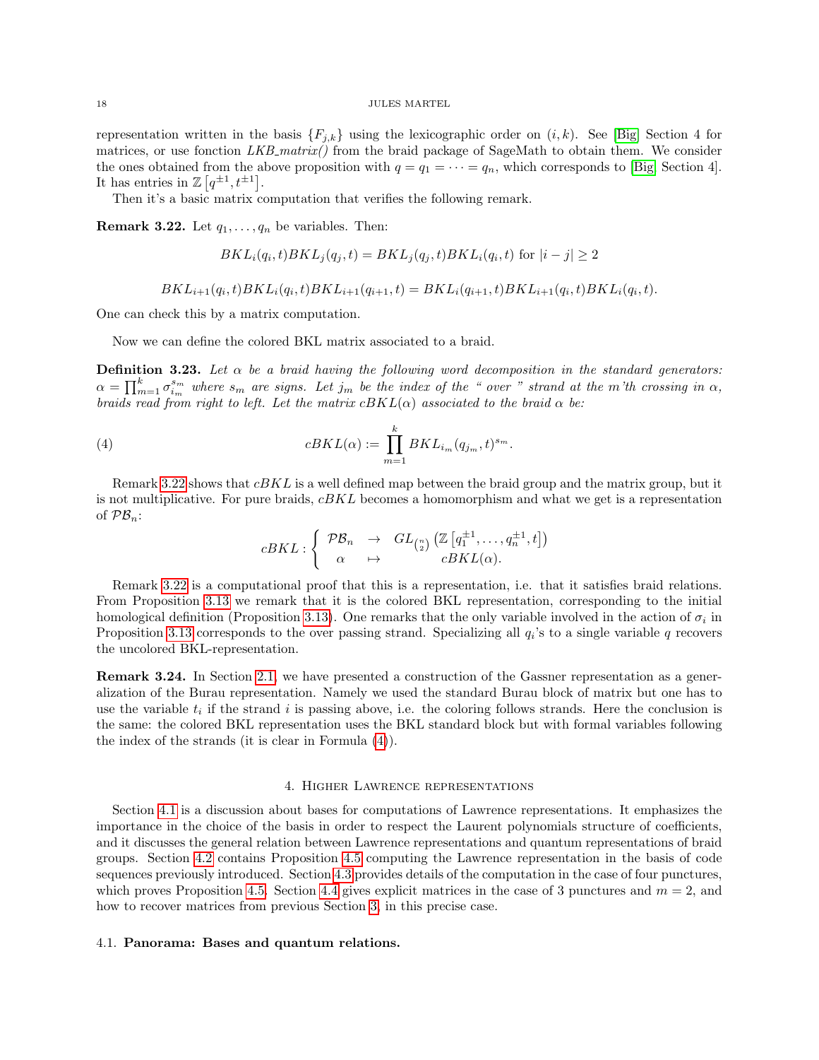representation written in the basis $\{F_{j,k}\}$ using the lexicographic order on $(i,k)$. See [Big] Section 4 for matrices, or use fonction *LKB_matrix()* from the braid package of SageMath to obtain them. We consider the ones obtained from the above proposition with $q = q_1 = \cdots = q_n$, which corresponds to [Big, Section 4]. It has entries in $\mathbb{Z}\left[q^{\pm 1}, t^{\pm 1}\right]$.

Then it's a basic matrix computation that verifies the following remark.

**Remark 3.22.** Let $q_1, \ldots, q_n$ be variables. Then:

$$BKL_i(q_i,t)BKL_j(q_j,t) = BKL_j(q_j,t)BKL_i(q_i,t) \text{ for } |i-j| \geq 2$$

$$BKL_{i+1}(q_i,t)BKL_i(q_i,t)BKL_{i+1}(q_{i+1},t) = BKL_i(q_{i+1},t)BKL_{i+1}(q_i,t)BKL_i(q_i,t).$$

One can check this by a matrix computation.

Now we can define the colored BKL matrix associated to a braid.

**Definition 3.23.** *Let $\alpha$ be a braid having the following word decomposition in the standard generators: $\alpha = \prod_{m=1}^{k} \sigma_{i_m}^{s_m}$ where $s_m$ are signs. Let $j_m$ be the index of the " over " strand at the $m$'th crossing in $\alpha$, braids read from right to left. Let the matrix $cBKL(\alpha)$ associated to the braid $\alpha$ be:*

$$cBKL(\alpha) := \prod_{m=1}^{k} BKL_{i_m}(q_{j_m},t)^{s_m}. \tag{4}$$

Remark 3.22 shows that $cBKL$ is a well defined map between the braid group and the matrix group, but it is not multiplicative. For pure braids, $cBKL$ becomes a homomorphism and what we get is a representation of $\mathcal{PB}_n$:

$$cBKL : \left\{ \begin{array}{ccc} \mathcal{PB}_n & \to & GL_{\binom{n}{2}}\left(\mathbb{Z}\left[q_1^{\pm 1}, \ldots, q_n^{\pm 1}, t\right]\right) \\ \alpha & \mapsto & cBKL(\alpha). \end{array} \right.$$

Remark 3.22 is a computational proof that this is a representation, i.e. that it satisfies braid relations. From Proposition 3.13 we remark that it is the colored BKL representation, corresponding to the initial homological definition (Proposition 3.13). One remarks that the only variable involved in the action of $\sigma_i$ in Proposition 3.13 corresponds to the over passing strand. Specializing all $q_i$'s to a single variable $q$ recovers the uncolored BKL-representation.

**Remark 3.24.** In Section 2.1, we have presented a construction of the Gassner representation as a generalization of the Burau representation. Namely we used the standard Burau block of matrix but one has to use the variable $t_i$ if the strand $i$ is passing above, i.e. the coloring follows strands. Here the conclusion is the same: the colored BKL representation uses the BKL standard block but with formal variables following the index of the strands (it is clear in Formula (4)).

## 4. Higher Lawrence representations

Section 4.1 is a discussion about bases for computations of Lawrence representations. It emphasizes the importance in the choice of the basis in order to respect the Laurent polynomials structure of coefficients, and it discusses the general relation between Lawrence representations and quantum representations of braid groups. Section 4.2 contains Proposition 4.5 computing the Lawrence representation in the basis of code sequences previously introduced. Section 4.3 provides details of the computation in the case of four punctures, which proves Proposition 4.5. Section 4.4 gives explicit matrices in the case of 3 punctures and $m = 2$, and how to recover matrices from previous Section 3, in this precise case.

### 4.1. Panorama: Bases and quantum relations.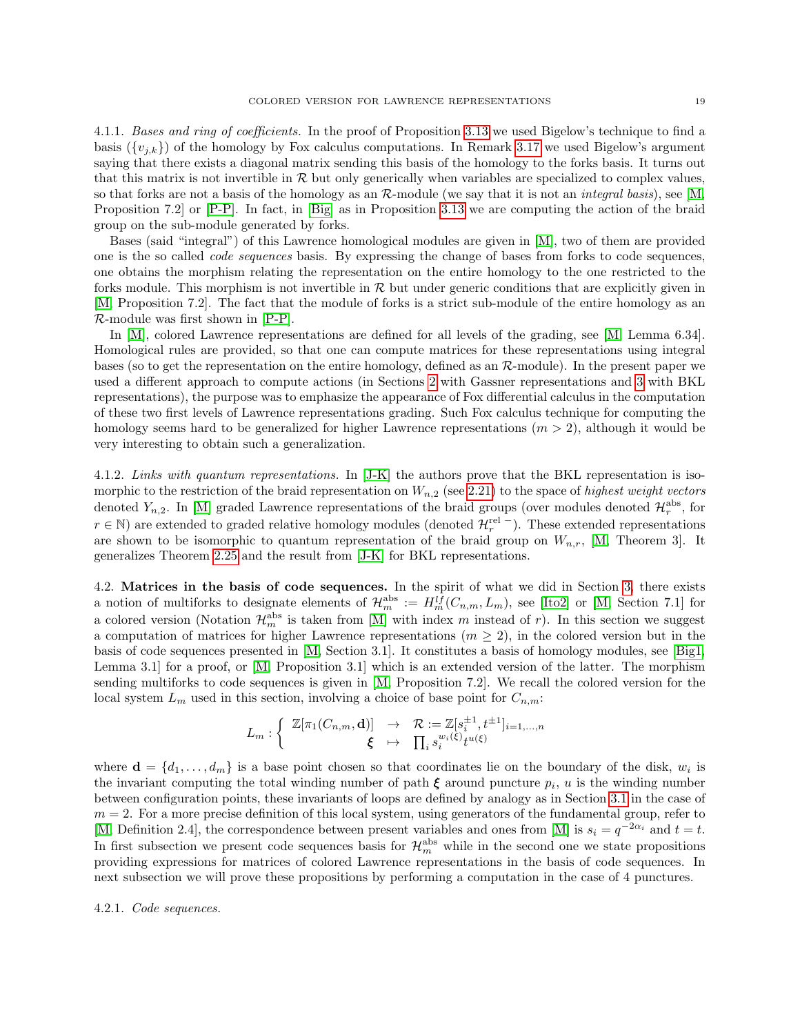4.1.1. *Bases and ring of coefficients.* In the proof of Proposition 3.13 we used Bigelow's technique to find a basis $(\{v_{j,k}\})$ of the homology by Fox calculus computations. In Remark 3.17 we used Bigelow's argument saying that there exists a diagonal matrix sending this basis of the homology to the forks basis. It turns out that this matrix is not invertible in $\mathcal{R}$ but only generically when variables are specialized to complex values, so that forks are not a basis of the homology as an $\mathcal{R}$-module (we say that it is not an *integral basis*), see [M, Proposition 7.2] or [P-P]. In fact, in [Big] as in Proposition 3.13 we are computing the action of the braid group on the sub-module generated by forks.

Bases (said "integral") of this Lawrence homological modules are given in [M], two of them are provided one is the so called *code sequences* basis. By expressing the change of bases from forks to code sequences, one obtains the morphism relating the representation on the entire homology to the one restricted to the forks module. This morphism is not invertible in $\mathcal{R}$ but under generic conditions that are explicitly given in [M, Proposition 7.2]. The fact that the module of forks is a strict sub-module of the entire homology as an $\mathcal{R}$-module was first shown in [P-P].

In [M], colored Lawrence representations are defined for all levels of the grading, see [M, Lemma 6.34]. Homological rules are provided, so that one can compute matrices for these representations using integral bases (so to get the representation on the entire homology, defined as an $\mathcal{R}$-module). In the present paper we used a different approach to compute actions (in Sections 2 with Gassner representations and 3 with BKL representations), the purpose was to emphasize the appearance of Fox differential calculus in the computation of these two first levels of Lawrence representations grading. Such Fox calculus technique for computing the homology seems hard to be generalized for higher Lawrence representations ($m > 2$), although it would be very interesting to obtain such a generalization.

4.1.2. *Links with quantum representations.* In [J-K] the authors prove that the BKL representation is isomorphic to the restriction of the braid representation on $W_{n,2}$ (see 2.21) to the space of *highest weight vectors* denoted $Y_{n,2}$. In [M] graded Lawrence representations of the braid groups (over modules denoted $\mathcal{H}_r^{\text{abs}}$, for $r \in \mathbb{N}$) are extended to graded relative homology modules (denoted $\mathcal{H}_r^{\text{rel}\,-}$). These extended representations are shown to be isomorphic to quantum representation of the braid group on $W_{n,r}$, [M, Theorem 3]. It generalizes Theorem 2.25 and the result from [J-K] for BKL representations.

**4.2. Matrices in the basis of code sequences.** In the spirit of what we did in Section 3, there exists a notion of multiforks to designate elements of $\mathcal{H}_m^{\text{abs}} := H_m^{lf}(C_{n,m}, L_m)$, see [Ito2] or [M, Section 7.1] for a colored version (Notation $\mathcal{H}_m^{\text{abs}}$ is taken from [M] with index $m$ instead of $r$). In this section we suggest a computation of matrices for higher Lawrence representations ($m \geq 2$), in the colored version but in the basis of code sequences presented in [M, Section 3.1]. It constitutes a basis of homology modules, see [Big1, Lemma 3.1] for a proof, or [M, Proposition 3.1] which is an extended version of the latter. The morphism sending multiforks to code sequences is given in [M, Proposition 7.2]. We recall the colored version for the local system $L_m$ used in this section, involving a choice of base point for $C_{n,m}$:

$$L_m : \left\{ \begin{array}{rcl} \mathbb{Z}[\pi_1(C_{n,m}, \mathbf{d})] & \to & \mathcal{R} := \mathbb{Z}[s_i^{\pm 1}, t^{\pm 1}]_{i=1,\ldots,n} \\ \boldsymbol{\xi} & \mapsto & \prod_i s_i^{w_i(\xi)} t^{u(\xi)} \end{array} \right.$$

where $\mathbf{d} = \{d_1, \ldots, d_m\}$ is a base point chosen so that coordinates lie on the boundary of the disk, $w_i$ is the invariant computing the total winding number of path $\boldsymbol{\xi}$ around puncture $p_i$, $u$ is the winding number between configuration points, these invariants of loops are defined by analogy as in Section 3.1 in the case of $m = 2$. For a more precise definition of this local system, using generators of the fundamental group, refer to [M, Definition 2.4], the correspondence between present variables and ones from [M] is $s_i = q^{-2\alpha_i}$ and $t = t$. In first subsection we present code sequences basis for $\mathcal{H}_m^{\text{abs}}$ while in the second one we state propositions providing expressions for matrices of colored Lawrence representations in the basis of code sequences. In next subsection we will prove these propositions by performing a computation in the case of 4 punctures.

4.2.1. *Code sequences.*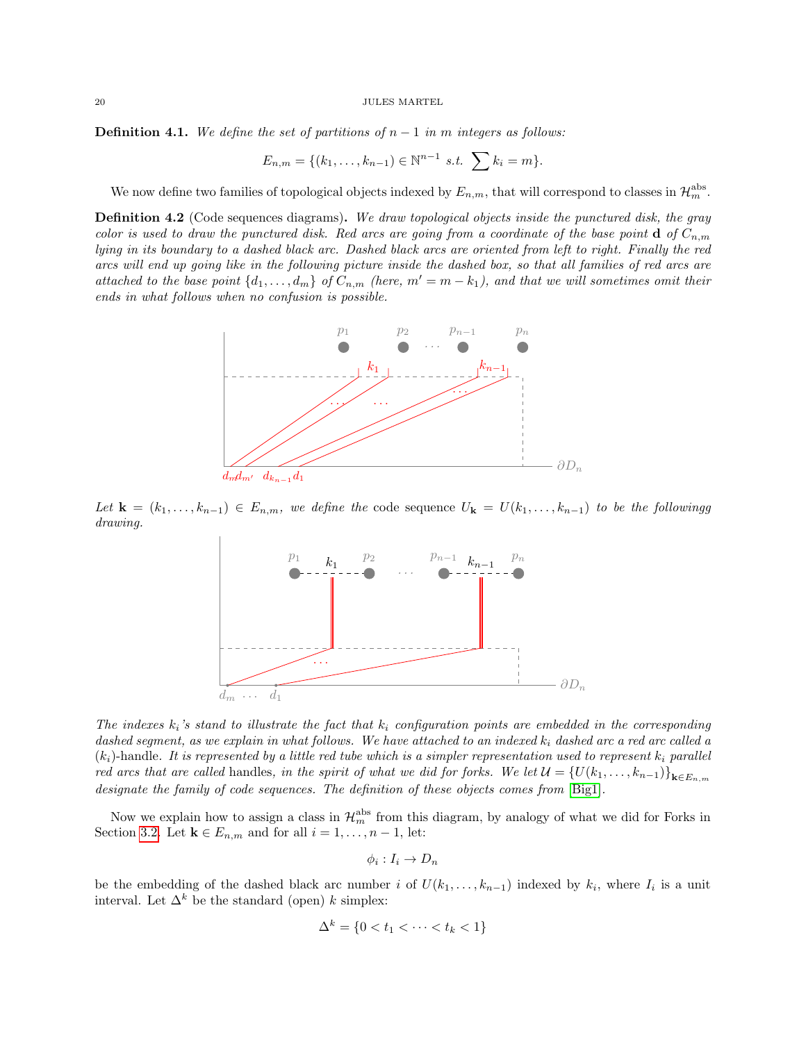**Definition 4.1.** *We define the set of partitions of $n-1$ in $m$ integers as follows:*

$$E_{n,m} = \{(k_1, \ldots, k_{n-1}) \in \mathbb{N}^{n-1} \text{ s.t. } \sum k_i = m\}.$$

We now define two families of topological objects indexed by $E_{n,m}$, that will correspond to classes in $\mathcal{H}_m^{\text{abs}}$.

**Definition 4.2** (Code sequences diagrams)**.** *We draw topological objects inside the punctured disk, the gray color is used to draw the punctured disk. Red arcs are going from a coordinate of the base point $\mathbf{d}$ of $C_{n,m}$ lying in its boundary to a dashed black arc. Dashed black arcs are oriented from left to right. Finally the red arcs will end up going like in the following picture inside the dashed box, so that all families of red arcs are attached to the base point $\{d_1, \ldots, d_m\}$ of $C_{n,m}$ (here, $m' = m - k_1$), and that we will sometimes omit their ends in what follows when no confusion is possible.*

$p_1$ $p_2$ $\cdots$ $p_{n-1}$ $p_n$

$k_1$ $k_{n-1}$

$\partial D_n$

$d_m d_{m'}$ $d_{k_{n-1}}$ $d_1$

*Let $\mathbf{k} = (k_1, \ldots, k_{n-1}) \in E_{n,m}$, we define the* code sequence *$U_{\mathbf{k}} = U(k_1, \ldots, k_{n-1})$ to be the followingg drawing.*

$p_1$ $k_1$ $p_2$ $\cdots$ $p_{n-1}$ $k_{n-1}$ $p_n$

$\partial D_n$

$d_m$ $\cdots$ $d_1$

*The indexes $k_i$'s stand to illustrate the fact that $k_i$ configuration points are embedded in the corresponding dashed segment, as we explain in what follows. We have attached to an indexed $k_i$ dashed arc a red arc called a $(k_i)$-handle. It is represented by a little red tube which is a simpler representation used to represent $k_i$ parallel red arcs that are called* handles, *in the spirit of what we did for forks. We let $\mathcal{U} = \{U(k_1, \ldots, k_{n-1})\}_{\mathbf{k} \in E_{n,m}}$ designate the family of code sequences. The definition of these objects comes from [Big1].*

Now we explain how to assign a class in $\mathcal{H}_m^{\text{abs}}$ from this diagram, by analogy of what we did for Forks in Section 3.2. Let $\mathbf{k} \in E_{n,m}$ and for all $i = 1, \ldots, n-1$, let:

$$\phi_i : I_i \to D_n$$

be the embedding of the dashed black arc number $i$ of $U(k_1, \ldots, k_{n-1})$ indexed by $k_i$, where $I_i$ is a unit interval. Let $\Delta^k$ be the standard (open) $k$ simplex:

$$\Delta^k = \{0 < t_1 < \cdots < t_k < 1\}$$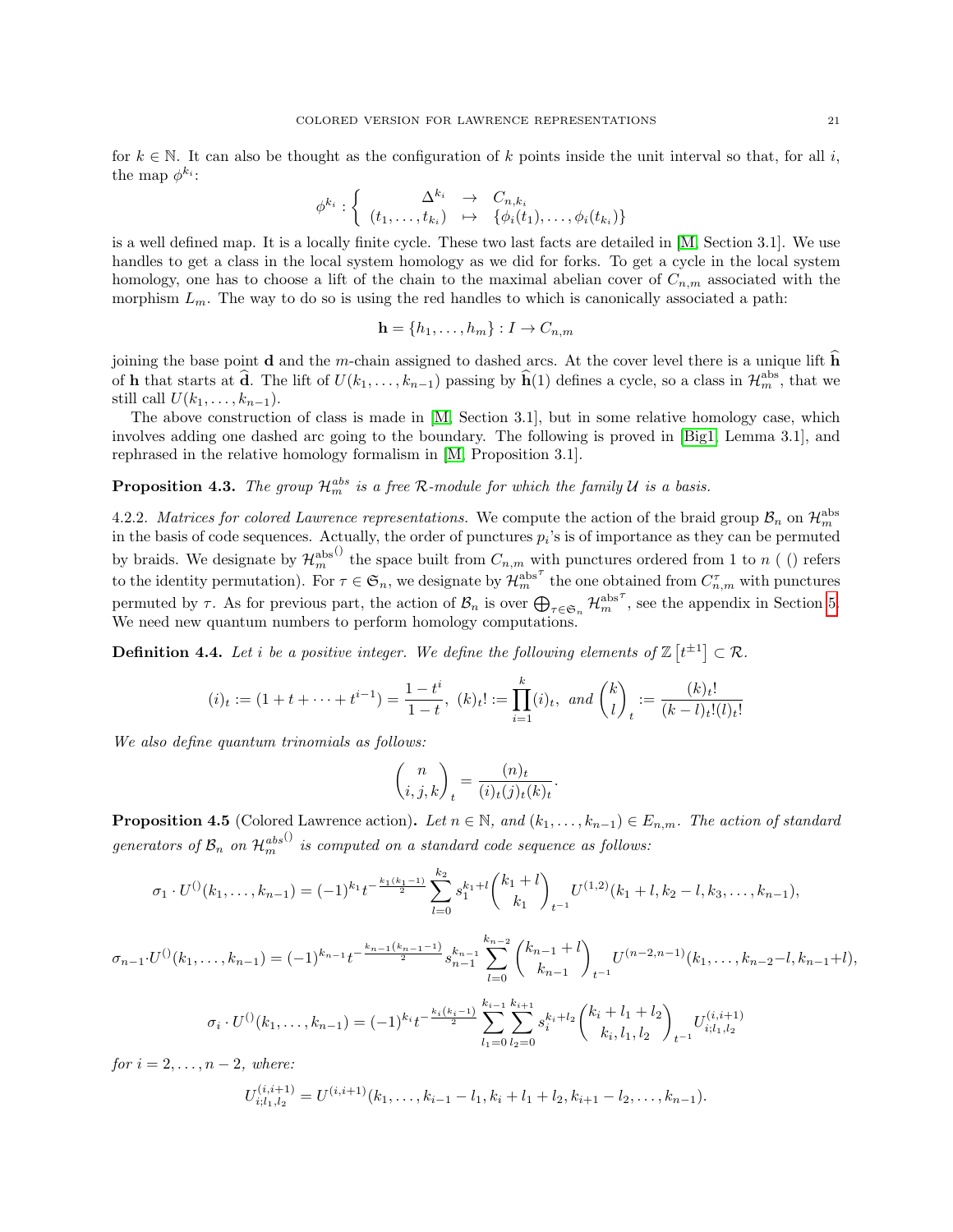for $k \in \mathbb{N}$. It can also be thought as the configuration of $k$ points inside the unit interval so that, for all $i$, the map $\phi^{k_i}$:

$$\phi^{k_i} : \left\{ \begin{array}{ccc} \Delta^{k_i} & \to & C_{n,k_i} \\ (t_1, \ldots, t_{k_i}) & \mapsto & \{\phi_i(t_1), \ldots, \phi_i(t_{k_i})\} \end{array} \right.$$

is a well defined map. It is a locally finite cycle. These two last facts are detailed in [M, Section 3.1]. We use handles to get a class in the local system homology as we did for forks. To get a cycle in the local system homology, one has to choose a lift of the chain to the maximal abelian cover of $C_{n,m}$ associated with the morphism $L_m$. The way to do so is using the red handles to which is canonically associated a path:

$$\mathbf{h} = \{h_1, \ldots, h_m\} : I \to C_{n,m}$$

joining the base point $\mathbf{d}$ and the $m$-chain assigned to dashed arcs. At the cover level there is a unique lift $\widehat{\mathbf{h}}$ of $\mathbf{h}$ that starts at $\widehat{\mathbf{d}}$. The lift of $U(k_1, \ldots, k_{n-1})$ passing by $\widehat{\mathbf{h}}(1)$ defines a cycle, so a class in $\mathcal{H}_m^{\text{abs}}$, that we still call $U(k_1, \ldots, k_{n-1})$.

The above construction of class is made in [M, Section 3.1], but in some relative homology case, which involves adding one dashed arc going to the boundary. The following is proved in [Big1, Lemma 3.1], and rephrased in the relative homology formalism in [M, Proposition 3.1].

**Proposition 4.3.** *The group $\mathcal{H}_m^{abs}$ is a free $\mathcal{R}$-module for which the family $\mathcal{U}$ is a basis.*

4.2.2. *Matrices for colored Lawrence representations.* We compute the action of the braid group $\mathcal{B}_n$ on $\mathcal{H}_m^{\text{abs}}$ in the basis of code sequences. Actually, the order of punctures $p_i$'s is of importance as they can be permuted by braids. We designate by $\mathcal{H}_m^{\text{abs}^{()}}$ the space built from $C_{n,m}$ with punctures ordered from 1 to $n$ ( () refers to the identity permutation). For $\tau \in \mathfrak{S}_n$, we designate by $\mathcal{H}_m^{\text{abs}^{\tau}}$ the one obtained from $C_{n,m}^{\tau}$ with punctures permuted by $\tau$. As for previous part, the action of $\mathcal{B}_n$ is over $\bigoplus_{\tau \in \mathfrak{S}_n} \mathcal{H}_m^{\text{abs}^{\tau}}$, see the appendix in Section 5. We need new quantum numbers to perform homology computations.

**Definition 4.4.** *Let $i$ be a positive integer. We define the following elements of $\mathbb{Z}\left[t^{\pm 1}\right] \subset \mathcal{R}$.*

$$(i)_t := (1 + t + \cdots + t^{i-1}) = \frac{1-t^i}{1-t}, \ (k)_t! := \prod_{i=1}^{k} (i)_t, \ \text{and} \ \binom{k}{l}_t := \frac{(k)_t!}{(k-l)_t!(l)_t!}$$

*We also define quantum trinomials as follows:*

$$\binom{n}{i,j,k}_t = \frac{(n)_t}{(i)_t(j)_t(k)_t}.$$

**Proposition 4.5** (Colored Lawrence action)**.** *Let $n \in \mathbb{N}$, and $(k_1, \ldots, k_{n-1}) \in E_{n,m}$. The action of standard generators of $\mathcal{B}_n$ on $\mathcal{H}_m^{abs^{()}}$ is computed on a standard code sequence as follows:*

$$\sigma_1 \cdot U^{()}(k_1, \ldots, k_{n-1}) = (-1)^{k_1} t^{-\frac{k_1(k_1-1)}{2}} \sum_{l=0}^{k_2} s_1^{k_1+l} \binom{k_1+l}{k_1}_{t^{-1}} U^{(1,2)}(k_1+l, k_2-l, k_3, \ldots, k_{n-1}),$$

$$\sigma_{n-1} \cdot U^{()}(k_1, \ldots, k_{n-1}) = (-1)^{k_{n-1}} t^{-\frac{k_{n-1}(k_{n-1}-1)}{2}} s_{n-1}^{k_{n-1}} \sum_{l=0}^{k_{n-2}} \binom{k_{n-1}+l}{k_{n-1}}_{t^{-1}} U^{(n-2,n-1)}(k_1, \ldots, k_{n-2}-l, k_{n-1}+l),$$

$$\sigma_i \cdot U^{()}(k_1, \ldots, k_{n-1}) = (-1)^{k_i} t^{-\frac{k_i(k_i-1)}{2}} \sum_{l_1=0}^{k_{i-1}} \sum_{l_2=0}^{k_{i+1}} s_i^{k_i+l_2} \binom{k_i+l_1+l_2}{k_i, l_1, l_2}_{t^{-1}} U_{i;l_1,l_2}^{(i,i+1)}$$

*for $i = 2, \ldots, n-2$, where:*

$$U_{i;l_1,l_2}^{(i,i+1)} = U^{(i,i+1)}(k_1, \ldots, k_{i-1}-l_1, k_i+l_1+l_2, k_{i+1}-l_2, \ldots, k_{n-1}).$$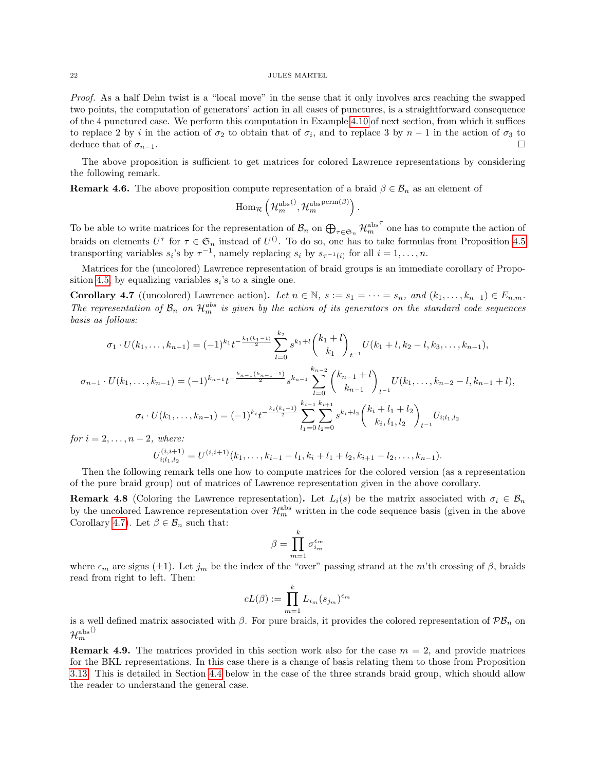*Proof.* As a half Dehn twist is a "local move" in the sense that it only involves arcs reaching the swapped two points, the computation of generators' action in all cases of punctures, is a straightforward consequence of the 4 punctured case. We perform this computation in Example 4.10 of next section, from which it suffices to replace 2 by $i$ in the action of $\sigma_2$ to obtain that of $\sigma_i$, and to replace 3 by $n-1$ in the action of $\sigma_3$ to deduce that of $\sigma_{n-1}$. □

The above proposition is sufficient to get matrices for colored Lawrence representations by considering the following remark.

**Remark 4.6.** The above proposition compute representation of a braid $\beta \in \mathcal{B}_n$ as an element of

$$\operatorname{Hom}_{\mathcal{R}}\left(\mathcal{H}_m^{\mathrm{abs}^{()}}, \mathcal{H}_m^{\mathrm{abs}^{\mathrm{perm}(\beta)}}\right).$$

To be able to write matrices for the representation of $\mathcal{B}_n$ on $\bigoplus_{\tau \in \mathfrak{S}_n} \mathcal{H}_m^{\mathrm{abs}^\tau}$ one has to compute the action of braids on elements $U^\tau$ for $\tau \in \mathfrak{S}_n$ instead of $U^{()}$. To do so, one has to take formulas from Proposition 4.5 transporting variables $s_i$'s by $\tau^{-1}$, namely replacing $s_i$ by $s_{\tau^{-1}(i)}$ for all $i = 1, \ldots, n$.

Matrices for the (uncolored) Lawrence representation of braid groups is an immediate corollary of Proposition 4.5, by equalizing variables $s_i$'s to a single one.

**Corollary 4.7** ((uncolored) Lawrence action)**.** *Let $n \in \mathbb{N}$, $s := s_1 = \cdots = s_n$, and $(k_1, \ldots, k_{n-1}) \in E_{n,m}$. The representation of $\mathcal{B}_n$ on $\mathcal{H}_m^{abs}$ is given by the action of its generators on the standard code sequences basis as follows:*

$$\sigma_1 \cdot U(k_1, \ldots, k_{n-1}) = (-1)^{k_1} t^{-\frac{k_1(k_1-1)}{2}} \sum_{l=0}^{k_2} s^{k_1+l} \binom{k_1+l}{k_1}_{t^{-1}} U(k_1+l, k_2-l, k_3, \ldots, k_{n-1}),$$

$$\sigma_{n-1} \cdot U(k_1, \ldots, k_{n-1}) = (-1)^{k_{n-1}} t^{-\frac{k_{n-1}(k_{n-1}-1)}{2}} s^{k_{n-1}} \sum_{l=0}^{k_{n-2}} \binom{k_{n-1}+l}{k_{n-1}}_{t^{-1}} U(k_1, \ldots, k_{n-2}-l, k_{n-1}+l),$$

$$\sigma_i \cdot U(k_1, \ldots, k_{n-1}) = (-1)^{k_i} t^{-\frac{k_i(k_i-1)}{2}} \sum_{l_1=0}^{k_{i-1}} \sum_{l_2=0}^{k_{i+1}} s^{k_i+l_2} \binom{k_i+l_1+l_2}{k_i, l_1, l_2}_{t^{-1}} U_{i;l_1,l_2}$$

*for $i = 2, \ldots, n-2$, where:*

$$U_{i;l_1,l_2}^{(i,i+1)} = U^{(i,i+1)}(k_1, \ldots, k_{i-1}-l_1, k_i+l_1+l_2, k_{i+1}-l_2, \ldots, k_{n-1}).$$

Then the following remark tells one how to compute matrices for the colored version (as a representation of the pure braid group) out of matrices of Lawrence representation given in the above corollary.

**Remark 4.8** (Coloring the Lawrence representation)**.** Let $L_i(s)$ be the matrix associated with $\sigma_i \in \mathcal{B}_n$ by the uncolored Lawrence representation over $\mathcal{H}_m^{\mathrm{abs}}$ written in the code sequence basis (given in the above Corollary 4.7). Let $\beta \in \mathcal{B}_n$ such that:

$$\beta = \prod_{m=1}^{k} \sigma_{i_m}^{\epsilon_m}$$

where $\epsilon_m$ are signs ($\pm 1$). Let $j_m$ be the index of the "over" passing strand at the $m$'th crossing of $\beta$, braids read from right to left. Then:

$$cL(\beta) := \prod_{m=1}^{k} L_{i_m}(s_{j_m})^{\epsilon_m}$$

is a well defined matrix associated with $\beta$. For pure braids, it provides the colored representation of $\mathcal{PB}_n$ on $\mathcal{H}_m^{\mathrm{abs}^{()}}$

**Remark 4.9.** The matrices provided in this section work also for the case $m = 2$, and provide matrices for the BKL representations. In this case there is a change of basis relating them to those from Proposition 3.13. This is detailed in Section 4.4 below in the case of the three strands braid group, which should allow the reader to understand the general case.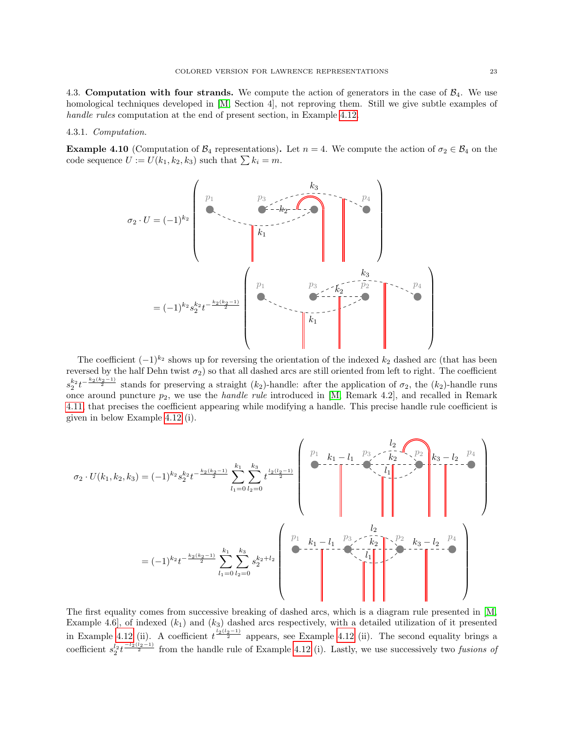## 4.3. Computation with four strands.

We compute the action of generators in the case of $\mathcal{B}_4$. We use homological techniques developed in [M, Section 4], not reproving them. Still we give subtle examples of *handle rules* computation at the end of present section, in Example 4.12.

### 4.3.1. *Computation.*

**Example 4.10** (Computation of $\mathcal{B}_4$ representations)**.** Let $n = 4$. We compute the action of $\sigma_2 \in \mathcal{B}_4$ on the code sequence $U := U(k_1, k_2, k_3)$ such that $\sum k_i = m$.

$$\sigma_2 \cdot U = (-1)^{k_2} \left( \cdots \right)$$

$$= (-1)^{k_2} s_2^{k_2} t^{-\frac{k_2(k_2-1)}{2}} \left( \cdots \right)$$

The coefficient $(-1)^{k_2}$ shows up for reversing the orientation of the indexed $k_2$ dashed arc (that has been reversed by the half Dehn twist $\sigma_2$) so that all dashed arcs are still oriented from left to right. The coefficient $s_2^{k_2} t^{-\frac{k_2(k_2-1)}{2}}$ stands for preserving a straight $(k_2)$-handle: after the application of $\sigma_2$, the $(k_2)$-handle runs once around puncture $p_2$, we use the *handle rule* introduced in [M, Remark 4.2], and recalled in Remark 4.11 that precises the coefficient appearing while modifying a handle. This precise handle rule coefficient is given in below Example 4.12 (i).

$$\sigma_2 \cdot U(k_1, k_2, k_3) = (-1)^{k_2} s_2^{k_2} t^{-\frac{k_2(k_2-1)}{2}} \sum_{l_1=0}^{k_1} \sum_{l_2=0}^{k_3} t^{\frac{l_2(l_2-1)}{2}} \left( \cdots \right)$$

$$= (-1)^{k_2} t^{-\frac{k_2(k_2-1)}{2}} \sum_{l_1=0}^{k_1} \sum_{l_2=0}^{k_3} s_2^{k_2+l_2} \left( \cdots \right)$$

The first equality comes from successive breaking of dashed arcs, which is a diagram rule presented in [M, Example 4.6], of indexed $(k_1)$ and $(k_3)$ dashed arcs respectively, with a detailed utilization of it presented in Example 4.12 (ii). A coefficient $t^{\frac{l_2(l_2-1)}{2}}$ appears, see Example 4.12 (ii). The second equality brings a coefficient $s_2^{l_2} t^{\frac{-l_2(l_2-1)}{2}}$ from the handle rule of Example 4.12 (i). Lastly, we use successively two *fusions of*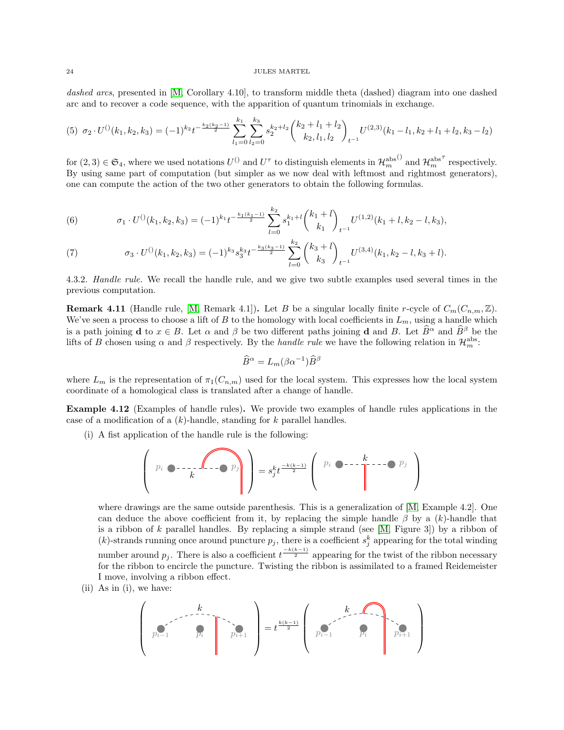*dashed arcs*, presented in [M, Corollary 4.10], to transform middle theta (dashed) diagram into one dashed arc and to recover a code sequence, with the apparition of quantum trinomials in exchange.

$$(5)\quad \sigma_2 \cdot U^{()}(k_1,k_2,k_3) = (-1)^{k_2} t^{-\frac{k_2(k_2-1)}{2}} \sum_{l_1=0}^{k_1}\sum_{l_2=0}^{k_3} s_2^{k_2+l_2} \binom{k_2+l_1+l_2}{k_2,l_1,l_2}_{t^{-1}} U^{(2,3)}(k_1-l_1, k_2+l_1+l_2, k_3-l_2)$$

for $(2,3)\in\mathfrak{S}_4$, where we used notations $U^{()}$ and $U^{\tau}$ to distinguish elements in $\mathcal{H}_m^{\mathrm{abs}^{()}}$ and $\mathcal{H}_m^{\mathrm{abs}^{\tau}}$ respectively. By using same part of computation (but simpler as we now deal with leftmost and rightmost generators), one can compute the action of the two other generators to obtain the following formulas.

$$(6)\qquad \sigma_1 \cdot U^{()}(k_1,k_2,k_3) = (-1)^{k_1} t^{-\frac{k_1(k_1-1)}{2}} \sum_{l=0}^{k_2} s_1^{k_1+l} \binom{k_1+l}{k_1}_{t^{-1}} U^{(1,2)}(k_1+l, k_2-l, k_3),$$

$$(7)\qquad \sigma_3 \cdot U^{()}(k_1,k_2,k_3) = (-1)^{k_3} s_3^{k_3} t^{-\frac{k_3(k_3-1)}{2}} \sum_{l=0}^{k_2} \binom{k_3+l}{k_3}_{t^{-1}} U^{(3,4)}(k_1, k_2-l, k_3+l).$$

4.3.2. *Handle rule.* We recall the handle rule, and we give two subtle examples used several times in the previous computation.

**Remark 4.11** (Handle rule, [M, Remark 4.1])**.** Let $B$ be a singular locally finite $r$-cycle of $C_m(C_{n,m},\mathbb{Z})$. We've seen a process to choose a lift of $B$ to the homology with local coefficients in $L_m$, using a handle which is a path joining $\mathbf{d}$ to $x\in B$. Let $\alpha$ and $\beta$ be two different paths joining $\mathbf{d}$ and $B$. Let $\widehat{B}^{\alpha}$ and $\widehat{B}^{\beta}$ be the lifts of $B$ chosen using $\alpha$ and $\beta$ respectively. By the *handle rule* we have the following relation in $\mathcal{H}_m^{\mathrm{abs}}$:

$$\widehat{B}^{\alpha} = L_m(\beta\alpha^{-1})\widehat{B}^{\beta}$$

where $L_m$ is the representation of $\pi_1(C_{n,m})$ used for the local system. This expresses how the local system coordinate of a homological class is translated after a change of handle.

**Example 4.12** (Examples of handle rules)**.** We provide two examples of handle rules applications in the case of a modification of a $(k)$-handle, standing for $k$ parallel handles.

(i) A fist application of the handle rule is the following:

$$\left( p_i \ \bullet \text{- - -}_k\text{- - -} \bullet\ p_j \right) = s_j^k t^{\frac{-k(k-1)}{2}} \left( p_i \ \bullet \text{- - -}^k\text{- - -} \bullet\ p_j \right)$$

where drawings are the same outside parenthesis. This is a generalization of [M, Example 4.2]. One can deduce the above coefficient from it, by replacing the simple handle $\beta$ by a $(k)$-handle that is a ribbon of $k$ parallel handles. By replacing a simple strand (see [M, Figure 3]) by a ribbon of $(k)$-strands running once around puncture $p_j$, there is a coefficient $s_j^k$ appearing for the total winding number around $p_j$. There is also a coefficient $t^{\frac{-k(k-1)}{2}}$ appearing for the twist of the ribbon necessary for the ribbon to encircle the puncture. Twisting the ribbon is assimilated to a framed Reidemeister I move, involving a ribbon effect.

(ii) As in (i), we have:

$$\left( p_{i-1} \quad p_i \quad p_{i+1} \right) = t^{\frac{k(k-1)}{2}} \left( p_{i-1} \quad p_i \quad p_{i+1} \right)$$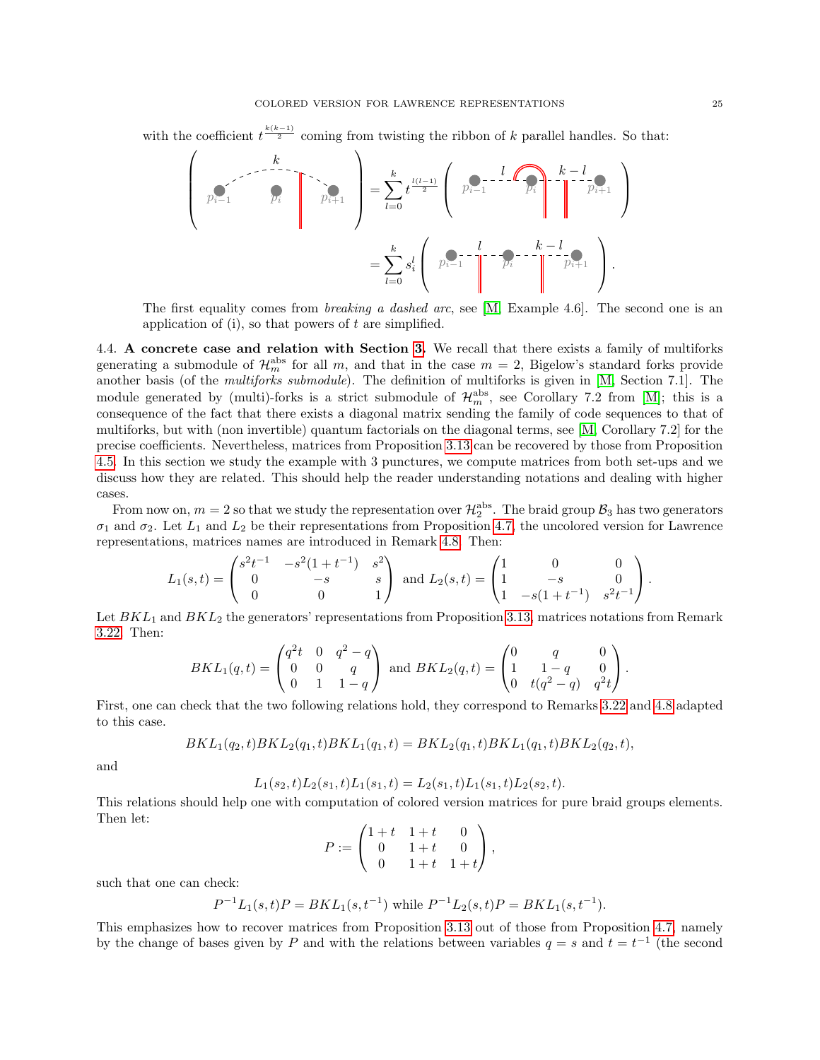with the coefficient $t^{\frac{k(k-1)}{2}}$ coming from twisting the ribbon of $k$ parallel handles. So that:

$$\left( \; k \; p_{i-1} \quad p_i \quad p_{i+1} \right) = \sum_{l=0}^{k} t^{\frac{l(l-1)}{2}} \left( p_{i-1} \; l \; p_i \; k-l \; p_{i+1} \right)$$

$$= \sum_{l=0}^{k} s_i^l \left( p_{i-1} \; l \; p_i \; k-l \; p_{i+1} \right).$$

The first equality comes from *breaking a dashed arc*, see [M, Example 4.6]. The second one is an application of (i), so that powers of $t$ are simplified.

4.4. **A concrete case and relation with Section 3.** We recall that there exists a family of multiforks generating a submodule of $\mathcal{H}_m^{\text{abs}}$ for all $m$, and that in the case $m = 2$, Bigelow's standard forks provide another basis (of the *multiforks submodule*). The definition of multiforks is given in [M, Section 7.1]. The module generated by (multi)-forks is a strict submodule of $\mathcal{H}_m^{\text{abs}}$, see Corollary 7.2 from [M]; this is a consequence of the fact that there exists a diagonal matrix sending the family of code sequences to that of multiforks, but with (non invertible) quantum factorials on the diagonal terms, see [M, Corollary 7.2] for the precise coefficients. Nevertheless, matrices from Proposition 3.13 can be recovered by those from Proposition 4.5. In this section we study the example with 3 punctures, we compute matrices from both set-ups and we discuss how they are related. This should help the reader understanding notations and dealing with higher cases.

From now on, $m = 2$ so that we study the representation over $\mathcal{H}_2^{\text{abs}}$. The braid group $\mathcal{B}_3$ has two generators $\sigma_1$ and $\sigma_2$. Let $L_1$ and $L_2$ be their representations from Proposition 4.7, the uncolored version for Lawrence representations, matrices names are introduced in Remark 4.8. Then:

$$L_1(s,t) = \begin{pmatrix} s^2t^{-1} & -s^2(1+t^{-1}) & s^2 \\ 0 & -s & s \\ 0 & 0 & 1 \end{pmatrix} \text{ and } L_2(s,t) = \begin{pmatrix} 1 & 0 & 0 \\ 1 & -s & 0 \\ 1 & -s(1+t^{-1}) & s^2t^{-1} \end{pmatrix}.$$

Let $BKL_1$ and $BKL_2$ the generators' representations from Proposition 3.13, matrices notations from Remark 3.22. Then:

$$BKL_1(q,t) = \begin{pmatrix} q^2t & 0 & q^2-q \\ 0 & 0 & q \\ 0 & 1 & 1-q \end{pmatrix} \text{ and } BKL_2(q,t) = \begin{pmatrix} 0 & q & 0 \\ 1 & 1-q & 0 \\ 0 & t(q^2-q) & q^2t \end{pmatrix}.$$

First, one can check that the two following relations hold, they correspond to Remarks 3.22 and 4.8 adapted to this case.

$$BKL_1(q_2,t)BKL_2(q_1,t)BKL_1(q_1,t) = BKL_2(q_1,t)BKL_1(q_1,t)BKL_2(q_2,t),$$

and

$$L_1(s_2,t)L_2(s_1,t)L_1(s_1,t) = L_2(s_1,t)L_1(s_1,t)L_2(s_2,t).$$

This relations should help one with computation of colored version matrices for pure braid groups elements. Then let:

$$P := \begin{pmatrix} 1+t & 1+t & 0 \\ 0 & 1+t & 0 \\ 0 & 1+t & 1+t \end{pmatrix},$$

such that one can check:

$$P^{-1}L_1(s,t)P = BKL_1(s,t^{-1}) \text{ while } P^{-1}L_2(s,t)P = BKL_1(s,t^{-1}).$$

This emphasizes how to recover matrices from Proposition 3.13 out of those from Proposition 4.7, namely by the change of bases given by $P$ and with the relations between variables $q = s$ and $t = t^{-1}$ (the second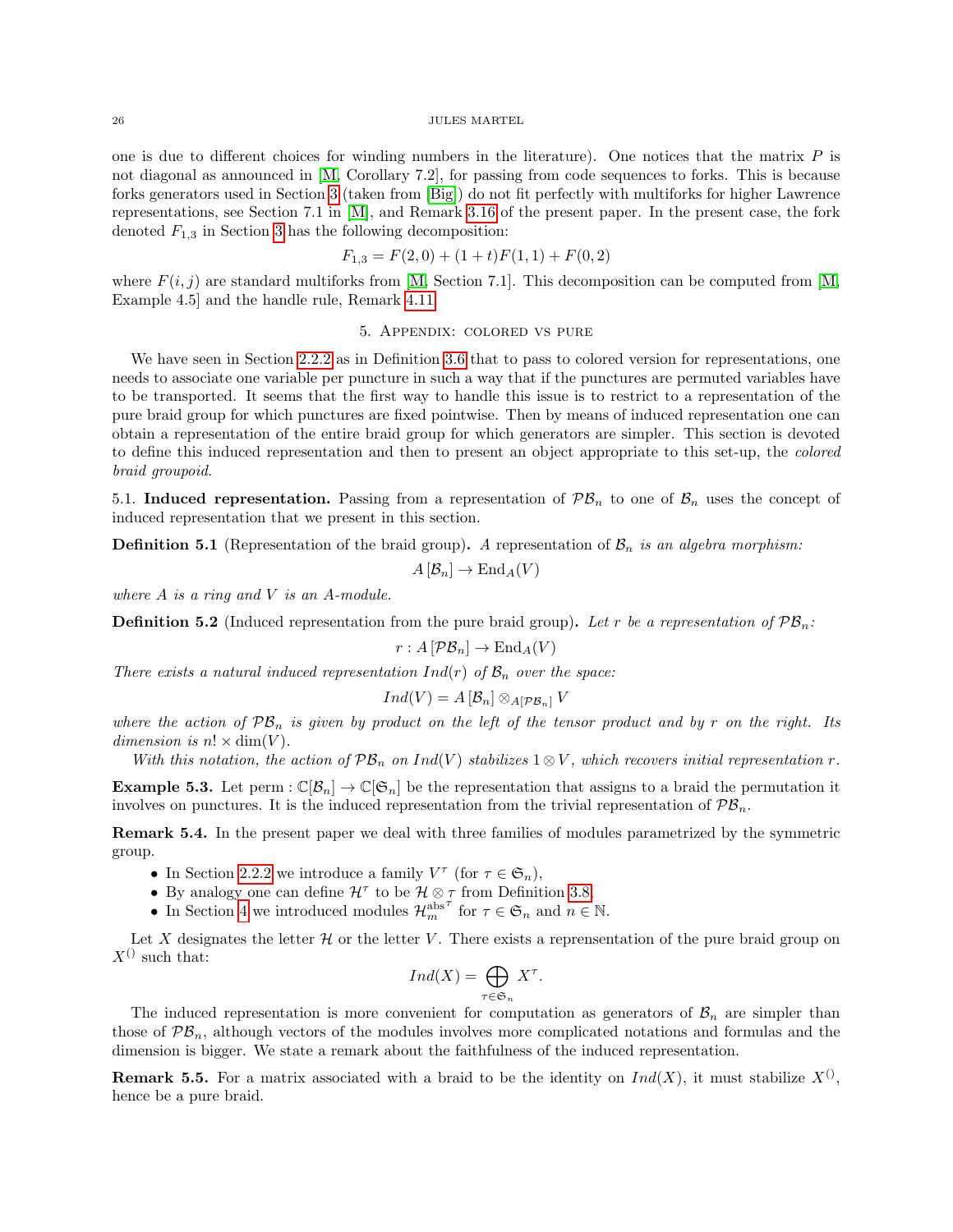one is due to different choices for winding numbers in the literature). One notices that the matrix $P$ is not diagonal as announced in [M, Corollary 7.2], for passing from code sequences to forks. This is because forks generators used in Section 3 (taken from [Big]) do not fit perfectly with multiforks for higher Lawrence representations, see Section 7.1 in [M], and Remark 3.16 of the present paper. In the present case, the fork denoted $F_{1,3}$ in Section 3 has the following decomposition:

$$F_{1,3} = F(2,0) + (1+t)F(1,1) + F(0,2)$$

where $F(i,j)$ are standard multiforks from [M, Section 7.1]. This decomposition can be computed from [M, Example 4.5] and the handle rule, Remark 4.11.

## 5. Appendix: colored vs pure

We have seen in Section 2.2.2 as in Definition 3.6 that to pass to colored version for representations, one needs to associate one variable per puncture in such a way that if the punctures are permuted variables have to be transported. It seems that the first way to handle this issue is to restrict to a representation of the pure braid group for which punctures are fixed pointwise. Then by means of induced representation one can obtain a representation of the entire braid group for which generators are simpler. This section is devoted to define this induced representation and then to present an object appropriate to this set-up, the *colored braid groupoid*.

### 5.1. Induced representation.

Passing from a representation of $\mathcal{PB}_n$ to one of $\mathcal{B}_n$ uses the concept of induced representation that we present in this section.

**Definition 5.1** (Representation of the braid group)**.** *A representation of $\mathcal{B}_n$ is an algebra morphism:*

$$A\left[\mathcal{B}_n\right] \to \mathrm{End}_A(V)$$

*where $A$ is a ring and $V$ is an $A$-module.*

**Definition 5.2** (Induced representation from the pure braid group)**.** *Let $r$ be a representation of $\mathcal{PB}_n$:*

$$r : A\left[\mathcal{PB}_n\right] \to \mathrm{End}_A(V)$$

*There exists a natural induced representation $Ind(r)$ of $\mathcal{B}_n$ over the space:*

$$Ind(V) = A\left[\mathcal{B}_n\right] \otimes_{A[\mathcal{PB}_n]} V$$

*where the action of $\mathcal{PB}_n$ is given by product on the left of the tensor product and by $r$ on the right. Its dimension is $n! \times \dim(V)$.*

*With this notation, the action of $\mathcal{PB}_n$ on $Ind(V)$ stabilizes $1 \otimes V$, which recovers initial representation $r$.*

**Example 5.3.** Let $\mathrm{perm} : \mathbb{C}[\mathcal{B}_n] \to \mathbb{C}[\mathfrak{S}_n]$ be the representation that assigns to a braid the permutation it involves on punctures. It is the induced representation from the trivial representation of $\mathcal{PB}_n$.

**Remark 5.4.** In the present paper we deal with three families of modules parametrized by the symmetric group.

- In Section 2.2.2 we introduce a family $V^{\tau}$ (for $\tau \in \mathfrak{S}_n$),
- By analogy one can define $\mathcal{H}^{\tau}$ to be $\mathcal{H} \otimes \tau$ from Definition 3.8,
- In Section 4 we introduced modules $\mathcal{H}_m^{\mathrm{abs}^{\tau}}$ for $\tau \in \mathfrak{S}_n$ and $n \in \mathbb{N}$.

Let $X$ designates the letter $\mathcal{H}$ or the letter $V$. There exists a reprensentation of the pure braid group on $X^{()}$ such that:

$$Ind(X) = \bigoplus_{\tau \in \mathfrak{S}_n} X^{\tau}.$$

The induced representation is more convenient for computation as generators of $\mathcal{B}_n$ are simpler than those of $\mathcal{PB}_n$, although vectors of the modules involves more complicated notations and formulas and the dimension is bigger. We state a remark about the faithfulness of the induced representation.

**Remark 5.5.** For a matrix associated with a braid to be the identity on $Ind(X)$, it must stabilize $X^{()}$, hence be a pure braid.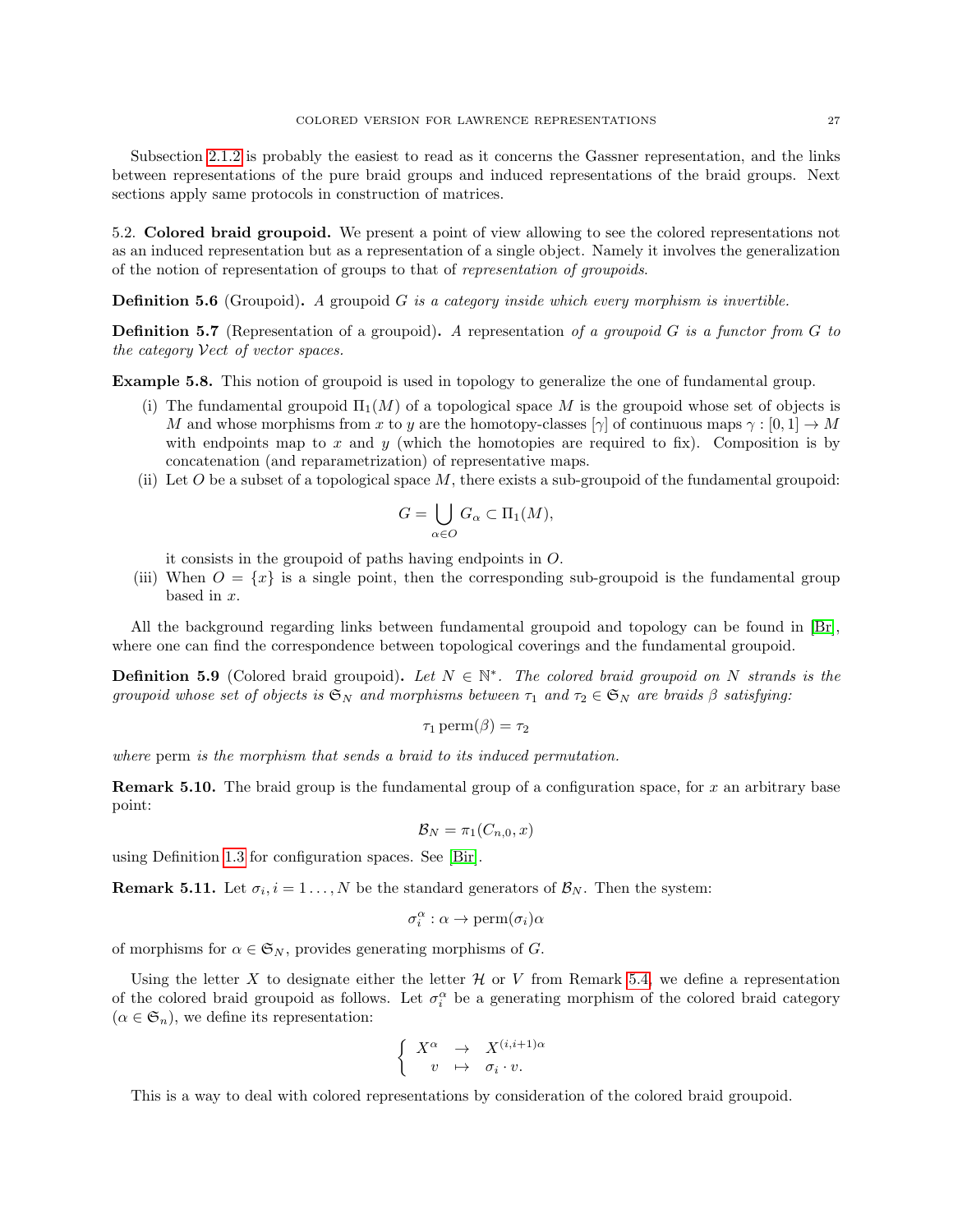Subsection 2.1.2 is probably the easiest to read as it concerns the Gassner representation, and the links between representations of the pure braid groups and induced representations of the braid groups. Next sections apply same protocols in construction of matrices.

### 5.2. Colored braid groupoid.

We present a point of view allowing to see the colored representations not as an induced representation but as a representation of a single object. Namely it involves the generalization of the notion of representation of groups to that of *representation of groupoids*.

**Definition 5.6** (Groupoid)**.** *A groupoid $G$ is a category inside which every morphism is invertible.*

**Definition 5.7** (Representation of a groupoid)**.** *A* representation *of a groupoid $G$ is a functor from $G$ to the category $\mathcal{V}ect$ of vector spaces.*

**Example 5.8.** This notion of groupoid is used in topology to generalize the one of fundamental group.

- (i) The fundamental groupoid $\Pi_1(M)$ of a topological space $M$ is the groupoid whose set of objects is $M$ and whose morphisms from $x$ to $y$ are the homotopy-classes $[\gamma]$ of continuous maps $\gamma : [0,1] \to M$ with endpoints map to $x$ and $y$ (which the homotopies are required to fix). Composition is by concatenation (and reparametrization) of representative maps.
- (ii) Let $O$ be a subset of a topological space $M$, there exists a sub-groupoid of the fundamental groupoid:
$$G = \bigcup_{\alpha \in O} G_\alpha \subset \Pi_1(M),$$
it consists in the groupoid of paths having endpoints in $O$.
- (iii) When $O = \{x\}$ is a single point, then the corresponding sub-groupoid is the fundamental group based in $x$.

All the background regarding links between fundamental groupoid and topology can be found in [Br], where one can find the correspondence between topological coverings and the fundamental groupoid.

**Definition 5.9** (Colored braid groupoid)**.** *Let $N \in \mathbb{N}^*$. The colored braid groupoid on $N$ strands is the groupoid whose set of objects is $\mathfrak{S}_N$ and morphisms between $\tau_1$ and $\tau_2 \in \mathfrak{S}_N$ are braids $\beta$ satisfying:*

$$\tau_1 \operatorname{perm}(\beta) = \tau_2$$

*where* perm *is the morphism that sends a braid to its induced permutation.*

**Remark 5.10.** The braid group is the fundamental group of a configuration space, for $x$ an arbitrary base point:

$$\mathcal{B}_N = \pi_1(C_{n,0}, x)$$

using Definition 1.3 for configuration spaces. See [Bir].

**Remark 5.11.** Let $\sigma_i, i = 1 \ldots, N$ be the standard generators of $\mathcal{B}_N$. Then the system:

$$\sigma_i^\alpha : \alpha \to \operatorname{perm}(\sigma_i)\alpha$$

of morphisms for $\alpha \in \mathfrak{S}_N$, provides generating morphisms of $G$.

Using the letter $X$ to designate either the letter $\mathcal{H}$ or $V$ from Remark 5.4, we define a representation of the colored braid groupoid as follows. Let $\sigma_i^\alpha$ be a generating morphism of the colored braid category ($\alpha \in \mathfrak{S}_n$), we define its representation:

$$\left\{ \begin{array}{rcl} X^\alpha & \to & X^{(i,i+1)\alpha} \\ v & \mapsto & \sigma_i \cdot v. \end{array} \right.$$

This is a way to deal with colored representations by consideration of the colored braid groupoid.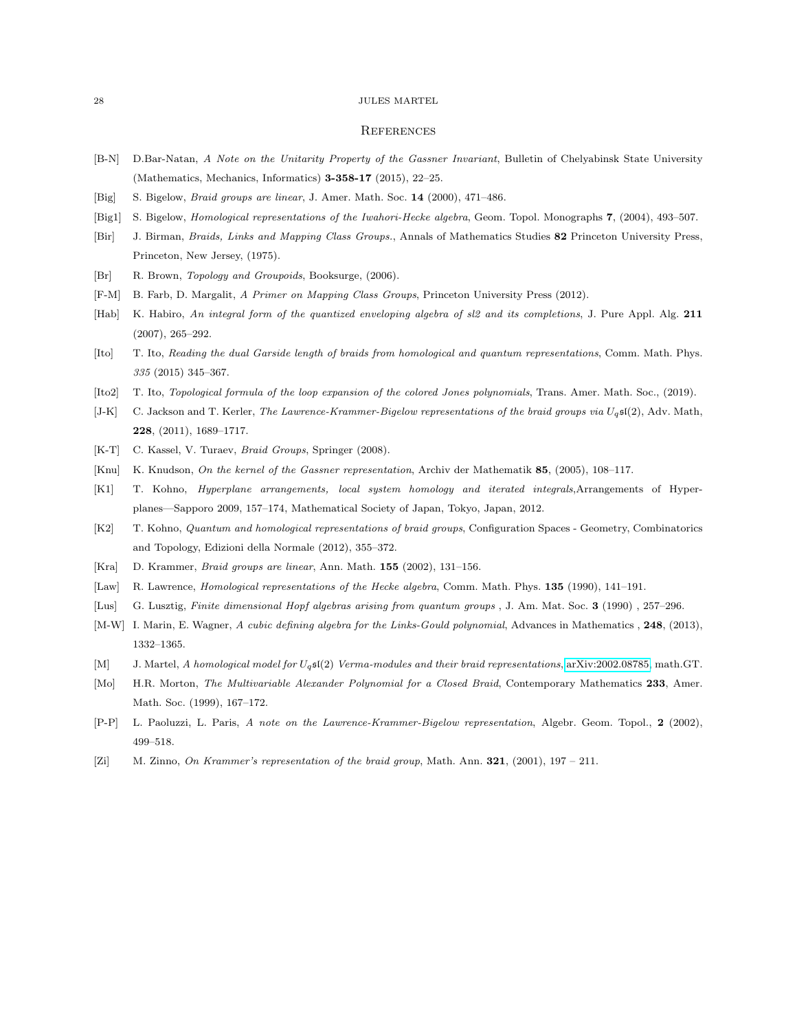## References

[B-N] D.Bar-Natan, *A Note on the Unitarity Property of the Gassner Invariant*, Bulletin of Chelyabinsk State University (Mathematics, Mechanics, Informatics) **3-358-17** (2015), 22–25.

[Big] S. Bigelow, *Braid groups are linear*, J. Amer. Math. Soc. **14** (2000), 471–486.

[Big1] S. Bigelow, *Homological representations of the Iwahori-Hecke algebra*, Geom. Topol. Monographs **7**, (2004), 493–507.

[Bir] J. Birman, *Braids, Links and Mapping Class Groups.*, Annals of Mathematics Studies **82** Princeton University Press, Princeton, New Jersey, (1975).

[Br] R. Brown, *Topology and Groupoids*, Booksurge, (2006).

[F-M] B. Farb, D. Margalit, *A Primer on Mapping Class Groups*, Princeton University Press (2012).

[Hab] K. Habiro, *An integral form of the quantized enveloping algebra of sl2 and its completions*, J. Pure Appl. Alg. **211** (2007), 265–292.

[Ito] T. Ito, *Reading the dual Garside length of braids from homological and quantum representations*, Comm. Math. Phys. *335* (2015) 345–367.

[Ito2] T. Ito, *Topological formula of the loop expansion of the colored Jones polynomials*, Trans. Amer. Math. Soc., (2019).

[J-K] C. Jackson and T. Kerler, *The Lawrence-Krammer-Bigelow representations of the braid groups via $U_q\mathfrak{sl}(2)$*, Adv. Math, **228**, (2011), 1689–1717.

[K-T] C. Kassel, V. Turaev, *Braid Groups*, Springer (2008).

[Knu] K. Knudson, *On the kernel of the Gassner representation*, Archiv der Mathematik **85**, (2005), 108–117.

[K1] T. Kohno, *Hyperplane arrangements, local system homology and iterated integrals*,Arrangements of Hyperplanes—Sapporo 2009, 157–174, Mathematical Society of Japan, Tokyo, Japan, 2012.

[K2] T. Kohno, *Quantum and homological representations of braid groups*, Configuration Spaces - Geometry, Combinatorics and Topology, Edizioni della Normale (2012), 355–372.

[Kra] D. Krammer, *Braid groups are linear*, Ann. Math. **155** (2002), 131–156.

[Law] R. Lawrence, *Homological representations of the Hecke algebra*, Comm. Math. Phys. **135** (1990), 141–191.

[Lus] G. Lusztig, *Finite dimensional Hopf algebras arising from quantum groups* , J. Am. Mat. Soc. **3** (1990) , 257–296.

[M-W] I. Marin, E. Wagner, *A cubic defining algebra for the Links-Gould polynomial*, Advances in Mathematics , **248**, (2013), 1332–1365.

[M] J. Martel, *A homological model for $U_q\mathfrak{sl}(2)$ Verma-modules and their braid representations*, arXiv:2002.08785, math.GT.

[Mo] H.R. Morton, *The Multivariable Alexander Polynomial for a Closed Braid*, Contemporary Mathematics **233**, Amer. Math. Soc. (1999), 167–172.

[P-P] L. Paoluzzi, L. Paris, *A note on the Lawrence-Krammer-Bigelow representation*, Algebr. Geom. Topol., **2** (2002), 499–518.

[Zi] M. Zinno, *On Krammer's representation of the braid group*, Math. Ann. **321**, (2001), 197 – 211.